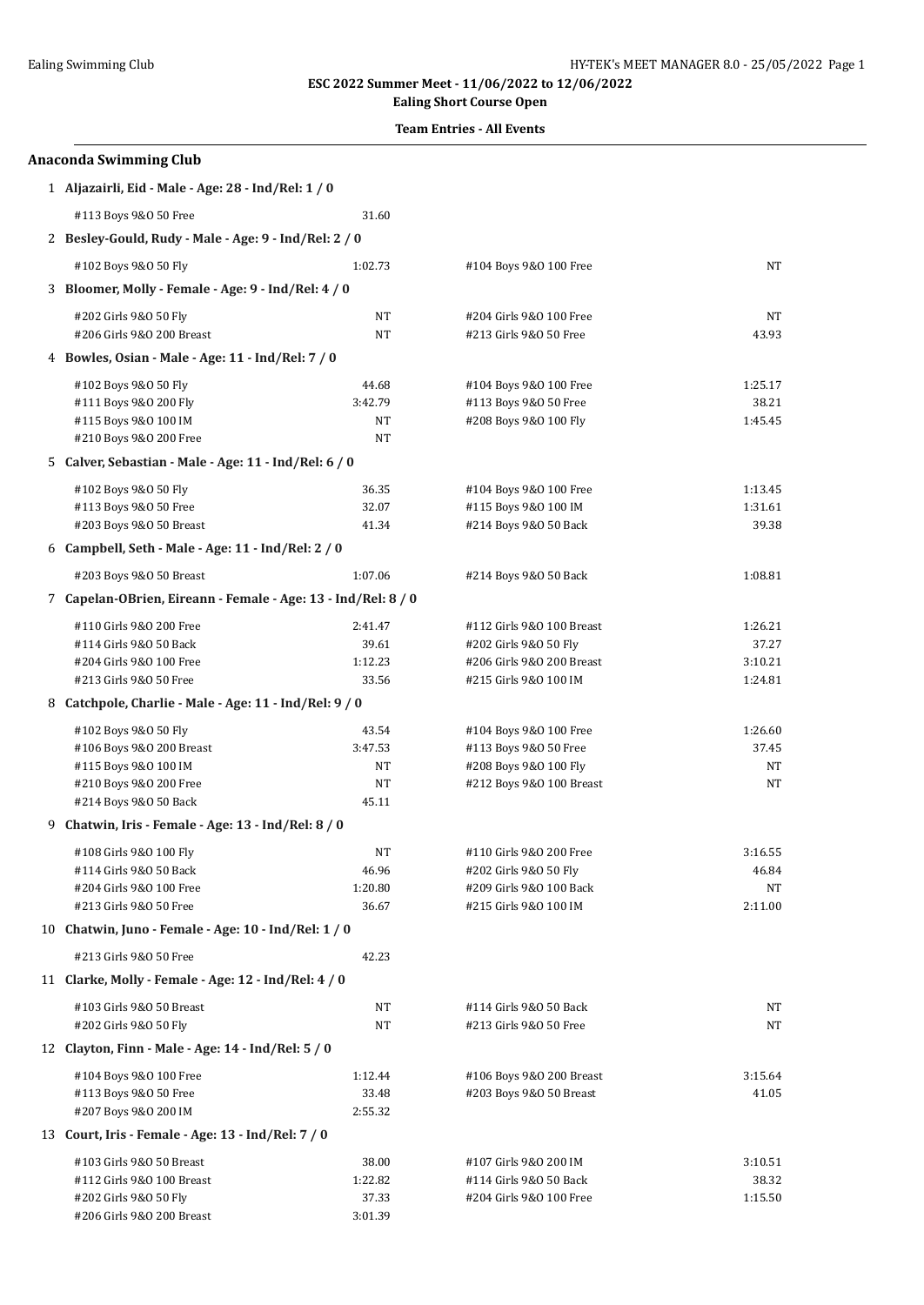ESC 2022 Summer Meet - 11/06/2022 to 12/06/2022

Ealing Short Course Open

Team Entries - All Events

## Anaconda Swimming Club

**1 Aljazairli, Eid - Male - Age: 28 - Ind/Rel: 1 / 0**

| Event | Time | Event | Time |
|---|---|---|---|
| #113 Boys 9&O 50 Free | 31.60 | | |

**2 Besley-Gould, Rudy - Male - Age: 9 - Ind/Rel: 2 / 0**

| Event | Time | Event | Time |
|---|---|---|---|
| #102 Boys 9&O 50 Fly | 1:02.73 | #104 Boys 9&O 100 Free | NT |

**3 Bloomer, Molly - Female - Age: 9 - Ind/Rel: 4 / 0**

| Event | Time | Event | Time |
|---|---|---|---|
| #202 Girls 9&O 50 Fly | NT | #204 Girls 9&O 100 Free | NT |
| #206 Girls 9&O 200 Breast | NT | #213 Girls 9&O 50 Free | 43.93 |

**4 Bowles, Osian - Male - Age: 11 - Ind/Rel: 7 / 0**

| Event | Time | Event | Time |
|---|---|---|---|
| #102 Boys 9&O 50 Fly | 44.68 | #104 Boys 9&O 100 Free | 1:25.17 |
| #111 Boys 9&O 200 Fly | 3:42.79 | #113 Boys 9&O 50 Free | 38.21 |
| #115 Boys 9&O 100 IM | NT | #208 Boys 9&O 100 Fly | 1:45.45 |
| #210 Boys 9&O 200 Free | NT | | |

**5 Calver, Sebastian - Male - Age: 11 - Ind/Rel: 6 / 0**

| Event | Time | Event | Time |
|---|---|---|---|
| #102 Boys 9&O 50 Fly | 36.35 | #104 Boys 9&O 100 Free | 1:13.45 |
| #113 Boys 9&O 50 Free | 32.07 | #115 Boys 9&O 100 IM | 1:31.61 |
| #203 Boys 9&O 50 Breast | 41.34 | #214 Boys 9&O 50 Back | 39.38 |

**6 Campbell, Seth - Male - Age: 11 - Ind/Rel: 2 / 0**

| Event | Time | Event | Time |
|---|---|---|---|
| #203 Boys 9&O 50 Breast | 1:07.06 | #214 Boys 9&O 50 Back | 1:08.81 |

**7 Capelan-OBrien, Eireann - Female - Age: 13 - Ind/Rel: 8 / 0**

| Event | Time | Event | Time |
|---|---|---|---|
| #110 Girls 9&O 200 Free | 2:41.47 | #112 Girls 9&O 100 Breast | 1:26.21 |
| #114 Girls 9&O 50 Back | 39.61 | #202 Girls 9&O 50 Fly | 37.27 |
| #204 Girls 9&O 100 Free | 1:12.23 | #206 Girls 9&O 200 Breast | 3:10.21 |
| #213 Girls 9&O 50 Free | 33.56 | #215 Girls 9&O 100 IM | 1:24.81 |

**8 Catchpole, Charlie - Male - Age: 11 - Ind/Rel: 9 / 0**

| Event | Time | Event | Time |
|---|---|---|---|
| #102 Boys 9&O 50 Fly | 43.54 | #104 Boys 9&O 100 Free | 1:26.60 |
| #106 Boys 9&O 200 Breast | 3:47.53 | #113 Boys 9&O 50 Free | 37.45 |
| #115 Boys 9&O 100 IM | NT | #208 Boys 9&O 100 Fly | NT |
| #210 Boys 9&O 200 Free | NT | #212 Boys 9&O 100 Breast | NT |
| #214 Boys 9&O 50 Back | 45.11 | | |

**9 Chatwin, Iris - Female - Age: 13 - Ind/Rel: 8 / 0**

| Event | Time | Event | Time |
|---|---|---|---|
| #108 Girls 9&O 100 Fly | NT | #110 Girls 9&O 200 Free | 3:16.55 |
| #114 Girls 9&O 50 Back | 46.96 | #202 Girls 9&O 50 Fly | 46.84 |
| #204 Girls 9&O 100 Free | 1:20.80 | #209 Girls 9&O 100 Back | NT |
| #213 Girls 9&O 50 Free | 36.67 | #215 Girls 9&O 100 IM | 2:11.00 |

**10 Chatwin, Juno - Female - Age: 10 - Ind/Rel: 1 / 0**

| Event | Time | Event | Time |
|---|---|---|---|
| #213 Girls 9&O 50 Free | 42.23 | | |

**11 Clarke, Molly - Female - Age: 12 - Ind/Rel: 4 / 0**

| Event | Time | Event | Time |
|---|---|---|---|
| #103 Girls 9&O 50 Breast | NT | #114 Girls 9&O 50 Back | NT |
| #202 Girls 9&O 50 Fly | NT | #213 Girls 9&O 50 Free | NT |

**12 Clayton, Finn - Male - Age: 14 - Ind/Rel: 5 / 0**

| Event | Time | Event | Time |
|---|---|---|---|
| #104 Boys 9&O 100 Free | 1:12.44 | #106 Boys 9&O 200 Breast | 3:15.64 |
| #113 Boys 9&O 50 Free | 33.48 | #203 Boys 9&O 50 Breast | 41.05 |
| #207 Boys 9&O 200 IM | 2:55.32 | | |

**13 Court, Iris - Female - Age: 13 - Ind/Rel: 7 / 0**

| Event | Time | Event | Time |
|---|---|---|---|
| #103 Girls 9&O 50 Breast | 38.00 | #107 Girls 9&O 200 IM | 3:10.51 |
| #112 Girls 9&O 100 Breast | 1:22.82 | #114 Girls 9&O 50 Back | 38.32 |
| #202 Girls 9&O 50 Fly | 37.33 | #204 Girls 9&O 100 Free | 1:15.50 |
| #206 Girls 9&O 200 Breast | 3:01.39 | | |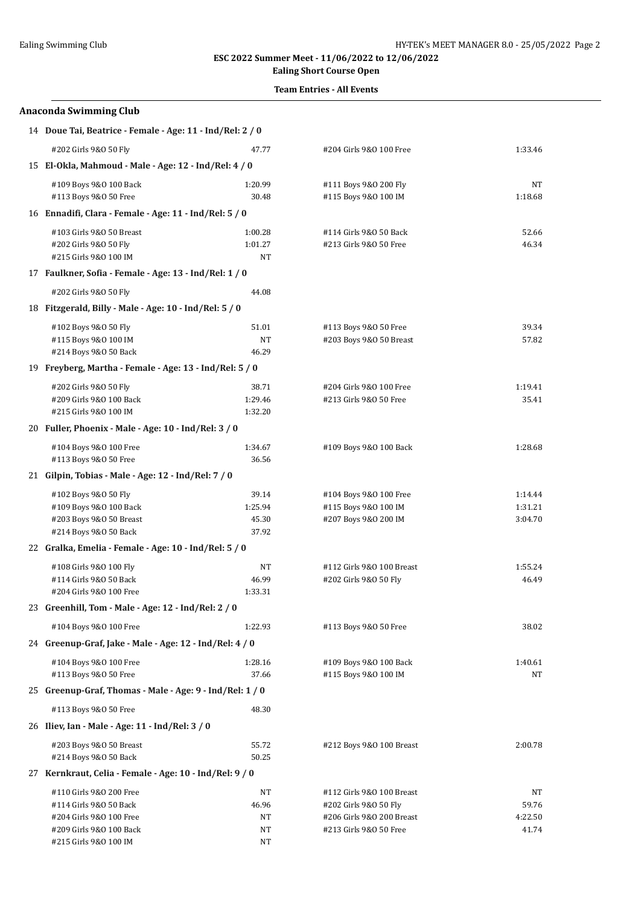**ESC 2022 Summer Meet - 11/06/2022 to 12/06/2022**

**Ealing Short Course Open**

**Team Entries - All Events**

## Anaconda Swimming Club

**14 Doue Tai, Beatrice - Female - Age: 11 - Ind/Rel: 2 / 0**

| Event | Time | Event | Time |
|---|---|---|---|
| #202 Girls 9&O 50 Fly | 47.77 | #204 Girls 9&O 100 Free | 1:33.46 |

**15 El-Okla, Mahmoud - Male - Age: 12 - Ind/Rel: 4 / 0**

| Event | Time | Event | Time |
|---|---|---|---|
| #109 Boys 9&O 100 Back | 1:20.99 | #111 Boys 9&O 200 Fly | NT |
| #113 Boys 9&O 50 Free | 30.48 | #115 Boys 9&O 100 IM | 1:18.68 |

**16 Ennadifi, Clara - Female - Age: 11 - Ind/Rel: 5 / 0**

| Event | Time | Event | Time |
|---|---|---|---|
| #103 Girls 9&O 50 Breast | 1:00.28 | #114 Girls 9&O 50 Back | 52.66 |
| #202 Girls 9&O 50 Fly | 1:01.27 | #213 Girls 9&O 50 Free | 46.34 |
| #215 Girls 9&O 100 IM | NT | | |

**17 Faulkner, Sofia - Female - Age: 13 - Ind/Rel: 1 / 0**

| Event | Time | Event | Time |
|---|---|---|---|
| #202 Girls 9&O 50 Fly | 44.08 | | |

**18 Fitzgerald, Billy - Male - Age: 10 - Ind/Rel: 5 / 0**

| Event | Time | Event | Time |
|---|---|---|---|
| #102 Boys 9&O 50 Fly | 51.01 | #113 Boys 9&O 50 Free | 39.34 |
| #115 Boys 9&O 100 IM | NT | #203 Boys 9&O 50 Breast | 57.82 |
| #214 Boys 9&O 50 Back | 46.29 | | |

**19 Freyberg, Martha - Female - Age: 13 - Ind/Rel: 5 / 0**

| Event | Time | Event | Time |
|---|---|---|---|
| #202 Girls 9&O 50 Fly | 38.71 | #204 Girls 9&O 100 Free | 1:19.41 |
| #209 Girls 9&O 100 Back | 1:29.46 | #213 Girls 9&O 50 Free | 35.41 |
| #215 Girls 9&O 100 IM | 1:32.20 | | |

**20 Fuller, Phoenix - Male - Age: 10 - Ind/Rel: 3 / 0**

| Event | Time | Event | Time |
|---|---|---|---|
| #104 Boys 9&O 100 Free | 1:34.67 | #109 Boys 9&O 100 Back | 1:28.68 |
| #113 Boys 9&O 50 Free | 36.56 | | |

**21 Gilpin, Tobias - Male - Age: 12 - Ind/Rel: 7 / 0**

| Event | Time | Event | Time |
|---|---|---|---|
| #102 Boys 9&O 50 Fly | 39.14 | #104 Boys 9&O 100 Free | 1:14.44 |
| #109 Boys 9&O 100 Back | 1:25.94 | #115 Boys 9&O 100 IM | 1:31.21 |
| #203 Boys 9&O 50 Breast | 45.30 | #207 Boys 9&O 200 IM | 3:04.70 |
| #214 Boys 9&O 50 Back | 37.92 | | |

**22 Gralka, Emelia - Female - Age: 10 - Ind/Rel: 5 / 0**

| Event | Time | Event | Time |
|---|---|---|---|
| #108 Girls 9&O 100 Fly | NT | #112 Girls 9&O 100 Breast | 1:55.24 |
| #114 Girls 9&O 50 Back | 46.99 | #202 Girls 9&O 50 Fly | 46.49 |
| #204 Girls 9&O 100 Free | 1:33.31 | | |

**23 Greenhill, Tom - Male - Age: 12 - Ind/Rel: 2 / 0**

| Event | Time | Event | Time |
|---|---|---|---|
| #104 Boys 9&O 100 Free | 1:22.93 | #113 Boys 9&O 50 Free | 38.02 |

**24 Greenup-Graf, Jake - Male - Age: 12 - Ind/Rel: 4 / 0**

| Event | Time | Event | Time |
|---|---|---|---|
| #104 Boys 9&O 100 Free | 1:28.16 | #109 Boys 9&O 100 Back | 1:40.61 |
| #113 Boys 9&O 50 Free | 37.66 | #115 Boys 9&O 100 IM | NT |

**25 Greenup-Graf, Thomas - Male - Age: 9 - Ind/Rel: 1 / 0**

| Event | Time | Event | Time |
|---|---|---|---|
| #113 Boys 9&O 50 Free | 48.30 | | |

**26 Iliev, Ian - Male - Age: 11 - Ind/Rel: 3 / 0**

| Event | Time | Event | Time |
|---|---|---|---|
| #203 Boys 9&O 50 Breast | 55.72 | #212 Boys 9&O 100 Breast | 2:00.78 |
| #214 Boys 9&O 50 Back | 50.25 | | |

**27 Kernkraut, Celia - Female - Age: 10 - Ind/Rel: 9 / 0**

| Event | Time | Event | Time |
|---|---|---|---|
| #110 Girls 9&O 200 Free | NT | #112 Girls 9&O 100 Breast | NT |
| #114 Girls 9&O 50 Back | 46.96 | #202 Girls 9&O 50 Fly | 59.76 |
| #204 Girls 9&O 100 Free | NT | #206 Girls 9&O 200 Breast | 4:22.50 |
| #209 Girls 9&O 100 Back | NT | #213 Girls 9&O 50 Free | 41.74 |
| #215 Girls 9&O 100 IM | NT | | |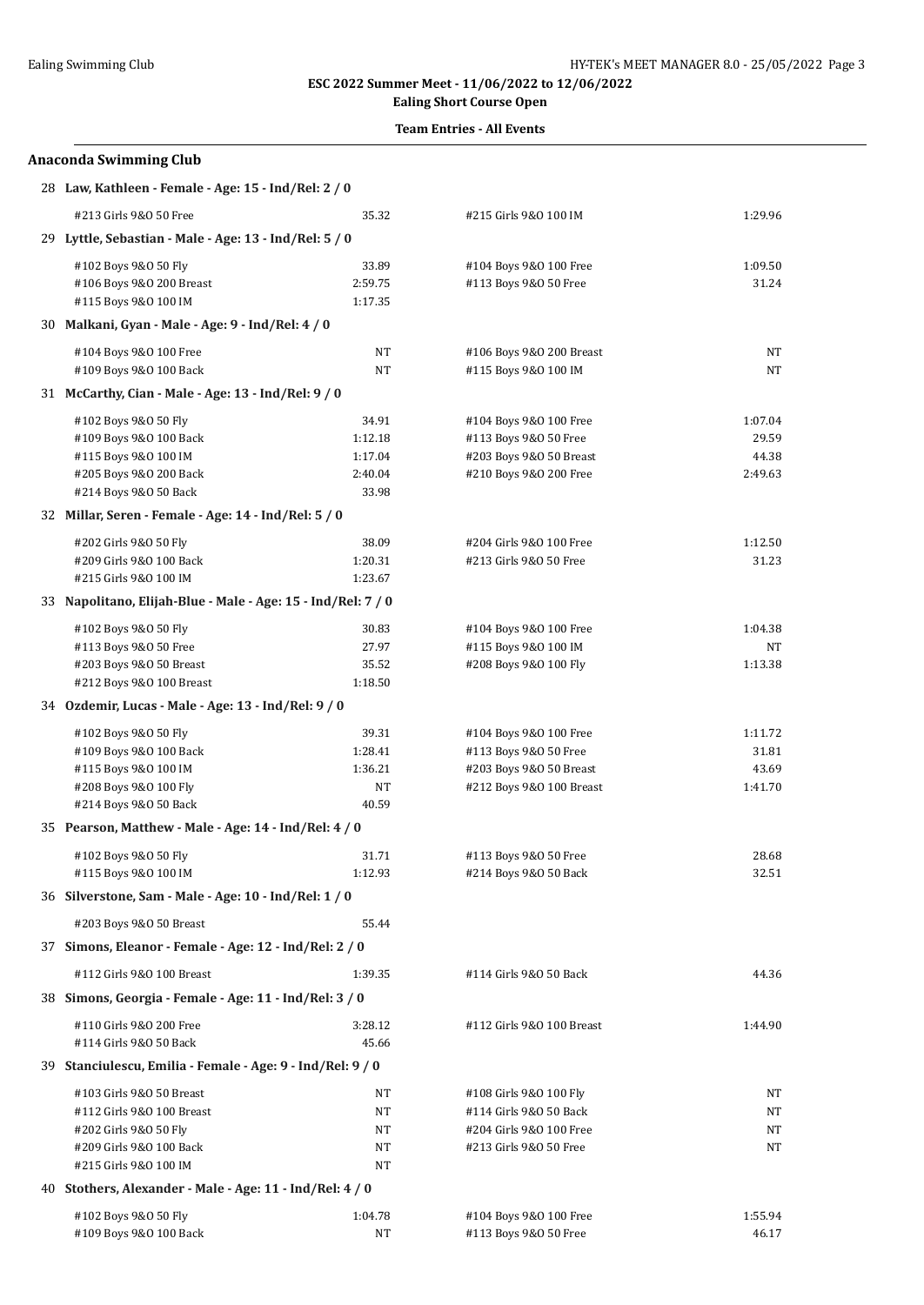ESC 2022 Summer Meet - 11/06/2022 to 12/06/2022

**Ealing Short Course Open**

**Team Entries - All Events**

## Anaconda Swimming Club

**28 Law, Kathleen - Female - Age: 15 - Ind/Rel: 2 / 0**

| Event | Time | Event | Time |
|---|---|---|---|
| #213 Girls 9&O 50 Free | 35.32 | #215 Girls 9&O 100 IM | 1:29.96 |

**29 Lyttle, Sebastian - Male - Age: 13 - Ind/Rel: 5 / 0**

| Event | Time | Event | Time |
|---|---|---|---|
| #102 Boys 9&O 50 Fly | 33.89 | #104 Boys 9&O 100 Free | 1:09.50 |
| #106 Boys 9&O 200 Breast | 2:59.75 | #113 Boys 9&O 50 Free | 31.24 |
| #115 Boys 9&O 100 IM | 1:17.35 | | |

**30 Malkani, Gyan - Male - Age: 9 - Ind/Rel: 4 / 0**

| Event | Time | Event | Time |
|---|---|---|---|
| #104 Boys 9&O 100 Free | NT | #106 Boys 9&O 200 Breast | NT |
| #109 Boys 9&O 100 Back | NT | #115 Boys 9&O 100 IM | NT |

**31 McCarthy, Cian - Male - Age: 13 - Ind/Rel: 9 / 0**

| Event | Time | Event | Time |
|---|---|---|---|
| #102 Boys 9&O 50 Fly | 34.91 | #104 Boys 9&O 100 Free | 1:07.04 |
| #109 Boys 9&O 100 Back | 1:12.18 | #113 Boys 9&O 50 Free | 29.59 |
| #115 Boys 9&O 100 IM | 1:17.04 | #203 Boys 9&O 50 Breast | 44.38 |
| #205 Boys 9&O 200 Back | 2:40.04 | #210 Boys 9&O 200 Free | 2:49.63 |
| #214 Boys 9&O 50 Back | 33.98 | | |

**32 Millar, Seren - Female - Age: 14 - Ind/Rel: 5 / 0**

| Event | Time | Event | Time |
|---|---|---|---|
| #202 Girls 9&O 50 Fly | 38.09 | #204 Girls 9&O 100 Free | 1:12.50 |
| #209 Girls 9&O 100 Back | 1:20.31 | #213 Girls 9&O 50 Free | 31.23 |
| #215 Girls 9&O 100 IM | 1:23.67 | | |

**33 Napolitano, Elijah-Blue - Male - Age: 15 - Ind/Rel: 7 / 0**

| Event | Time | Event | Time |
|---|---|---|---|
| #102 Boys 9&O 50 Fly | 30.83 | #104 Boys 9&O 100 Free | 1:04.38 |
| #113 Boys 9&O 50 Free | 27.97 | #115 Boys 9&O 100 IM | NT |
| #203 Boys 9&O 50 Breast | 35.52 | #208 Boys 9&O 100 Fly | 1:13.38 |
| #212 Boys 9&O 100 Breast | 1:18.50 | | |

**34 Ozdemir, Lucas - Male - Age: 13 - Ind/Rel: 9 / 0**

| Event | Time | Event | Time |
|---|---|---|---|
| #102 Boys 9&O 50 Fly | 39.31 | #104 Boys 9&O 100 Free | 1:11.72 |
| #109 Boys 9&O 100 Back | 1:28.41 | #113 Boys 9&O 50 Free | 31.81 |
| #115 Boys 9&O 100 IM | 1:36.21 | #203 Boys 9&O 50 Breast | 43.69 |
| #208 Boys 9&O 100 Fly | NT | #212 Boys 9&O 100 Breast | 1:41.70 |
| #214 Boys 9&O 50 Back | 40.59 | | |

**35 Pearson, Matthew - Male - Age: 14 - Ind/Rel: 4 / 0**

| Event | Time | Event | Time |
|---|---|---|---|
| #102 Boys 9&O 50 Fly | 31.71 | #113 Boys 9&O 50 Free | 28.68 |
| #115 Boys 9&O 100 IM | 1:12.93 | #214 Boys 9&O 50 Back | 32.51 |

**36 Silverstone, Sam - Male - Age: 10 - Ind/Rel: 1 / 0**

| Event | Time | Event | Time |
|---|---|---|---|
| #203 Boys 9&O 50 Breast | 55.44 | | |

**37 Simons, Eleanor - Female - Age: 12 - Ind/Rel: 2 / 0**

| Event | Time | Event | Time |
|---|---|---|---|
| #112 Girls 9&O 100 Breast | 1:39.35 | #114 Girls 9&O 50 Back | 44.36 |

**38 Simons, Georgia - Female - Age: 11 - Ind/Rel: 3 / 0**

| Event | Time | Event | Time |
|---|---|---|---|
| #110 Girls 9&O 200 Free | 3:28.12 | #112 Girls 9&O 100 Breast | 1:44.90 |
| #114 Girls 9&O 50 Back | 45.66 | | |

**39 Stanciulescu, Emilia - Female - Age: 9 - Ind/Rel: 9 / 0**

| Event | Time | Event | Time |
|---|---|---|---|
| #103 Girls 9&O 50 Breast | NT | #108 Girls 9&O 100 Fly | NT |
| #112 Girls 9&O 100 Breast | NT | #114 Girls 9&O 50 Back | NT |
| #202 Girls 9&O 50 Fly | NT | #204 Girls 9&O 100 Free | NT |
| #209 Girls 9&O 100 Back | NT | #213 Girls 9&O 50 Free | NT |
| #215 Girls 9&O 100 IM | NT | | |

**40 Stothers, Alexander - Male - Age: 11 - Ind/Rel: 4 / 0**

| Event | Time | Event | Time |
|---|---|---|---|
| #102 Boys 9&O 50 Fly | 1:04.78 | #104 Boys 9&O 100 Free | 1:55.94 |
| #109 Boys 9&O 100 Back | NT | #113 Boys 9&O 50 Free | 46.17 |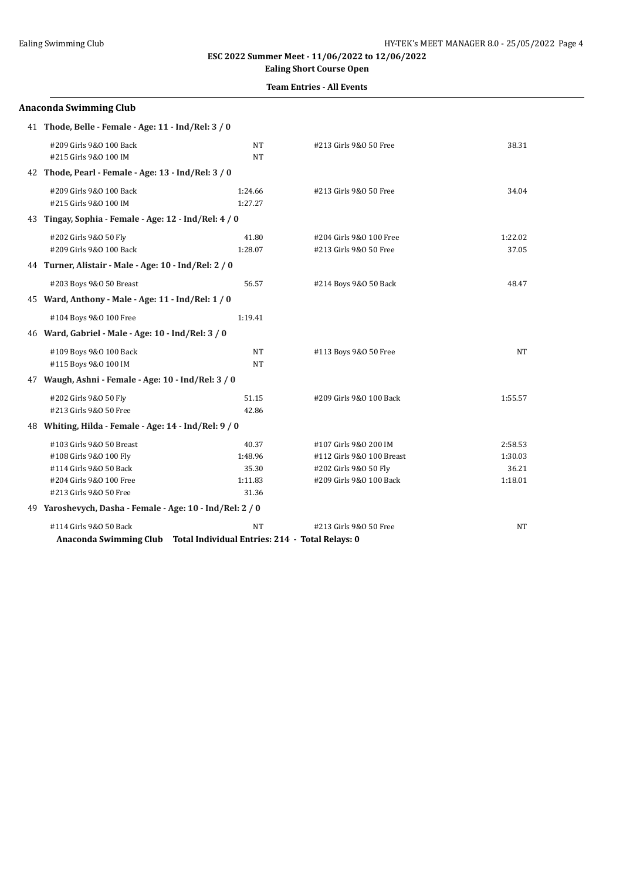**ESC 2022 Summer Meet - 11/06/2022 to 12/06/2022**

**Ealing Short Course Open**

**Team Entries - All Events**

## Anaconda Swimming Club

**41 Thode, Belle - Female - Age: 11 - Ind/Rel: 3 / 0**

| Event | Time | Event | Time |
|---|---|---|---|
| #209 Girls 9&O 100 Back | NT | #213 Girls 9&O 50 Free | 38.31 |
| #215 Girls 9&O 100 IM | NT | | |

**42 Thode, Pearl - Female - Age: 13 - Ind/Rel: 3 / 0**

| Event | Time | Event | Time |
|---|---|---|---|
| #209 Girls 9&O 100 Back | 1:24.66 | #213 Girls 9&O 50 Free | 34.04 |
| #215 Girls 9&O 100 IM | 1:27.27 | | |

**43 Tingay, Sophia - Female - Age: 12 - Ind/Rel: 4 / 0**

| Event | Time | Event | Time |
|---|---|---|---|
| #202 Girls 9&O 50 Fly | 41.80 | #204 Girls 9&O 100 Free | 1:22.02 |
| #209 Girls 9&O 100 Back | 1:28.07 | #213 Girls 9&O 50 Free | 37.05 |

**44 Turner, Alistair - Male - Age: 10 - Ind/Rel: 2 / 0**

| Event | Time | Event | Time |
|---|---|---|---|
| #203 Boys 9&O 50 Breast | 56.57 | #214 Boys 9&O 50 Back | 48.47 |

**45 Ward, Anthony - Male - Age: 11 - Ind/Rel: 1 / 0**

| Event | Time | Event | Time |
|---|---|---|---|
| #104 Boys 9&O 100 Free | 1:19.41 | | |

**46 Ward, Gabriel - Male - Age: 10 - Ind/Rel: 3 / 0**

| Event | Time | Event | Time |
|---|---|---|---|
| #109 Boys 9&O 100 Back | NT | #113 Boys 9&O 50 Free | NT |
| #115 Boys 9&O 100 IM | NT | | |

**47 Waugh, Ashni - Female - Age: 10 - Ind/Rel: 3 / 0**

| Event | Time | Event | Time |
|---|---|---|---|
| #202 Girls 9&O 50 Fly | 51.15 | #209 Girls 9&O 100 Back | 1:55.57 |
| #213 Girls 9&O 50 Free | 42.86 | | |

**48 Whiting, Hilda - Female - Age: 14 - Ind/Rel: 9 / 0**

| Event | Time | Event | Time |
|---|---|---|---|
| #103 Girls 9&O 50 Breast | 40.37 | #107 Girls 9&O 200 IM | 2:58.53 |
| #108 Girls 9&O 100 Fly | 1:48.96 | #112 Girls 9&O 100 Breast | 1:30.03 |
| #114 Girls 9&O 50 Back | 35.30 | #202 Girls 9&O 50 Fly | 36.21 |
| #204 Girls 9&O 100 Free | 1:11.83 | #209 Girls 9&O 100 Back | 1:18.01 |
| #213 Girls 9&O 50 Free | 31.36 | | |

**49 Yaroshevych, Dasha - Female - Age: 10 - Ind/Rel: 2 / 0**

| Event | Time | Event | Time |
|---|---|---|---|
| #114 Girls 9&O 50 Back | NT | #213 Girls 9&O 50 Free | NT |

**Anaconda Swimming Club Total Individual Entries: 214 - Total Relays: 0**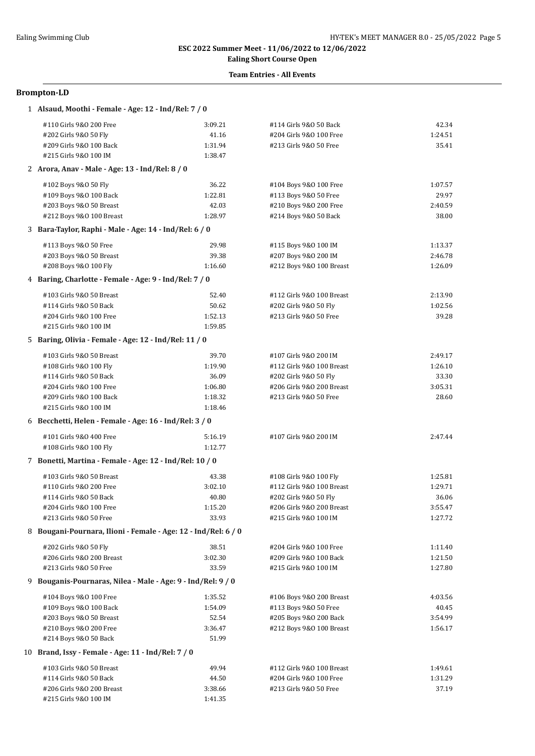Ealing Swimming Club

HY-TEK's MEET MANAGER 8.0 - 25/05/2022

**ESC 2022 Summer Meet - 11/06/2022 to 12/06/2022**

**Ealing Short Course Open**

**Team Entries - All Events**

## Brompton-LD

### 1 Alsaud, Moothi - Female - Age: 12 - Ind/Rel: 7 / 0

| Event | Time | Event | Time |
|---|---|---|---|
| #110 Girls 9&O 200 Free | 3:09.21 | #114 Girls 9&O 50 Back | 42.34 |
| #202 Girls 9&O 50 Fly | 41.16 | #204 Girls 9&O 100 Free | 1:24.51 |
| #209 Girls 9&O 100 Back | 1:31.94 | #213 Girls 9&O 50 Free | 35.41 |
| #215 Girls 9&O 100 IM | 1:38.47 | | |

### 2 Arora, Anav - Male - Age: 13 - Ind/Rel: 8 / 0

| Event | Time | Event | Time |
|---|---|---|---|
| #102 Boys 9&O 50 Fly | 36.22 | #104 Boys 9&O 100 Free | 1:07.57 |
| #109 Boys 9&O 100 Back | 1:22.81 | #113 Boys 9&O 50 Free | 29.97 |
| #203 Boys 9&O 50 Breast | 42.03 | #210 Boys 9&O 200 Free | 2:40.59 |
| #212 Boys 9&O 100 Breast | 1:28.97 | #214 Boys 9&O 50 Back | 38.00 |

### 3 Bara-Taylor, Raphi - Male - Age: 14 - Ind/Rel: 6 / 0

| Event | Time | Event | Time |
|---|---|---|---|
| #113 Boys 9&O 50 Free | 29.98 | #115 Boys 9&O 100 IM | 1:13.37 |
| #203 Boys 9&O 50 Breast | 39.38 | #207 Boys 9&O 200 IM | 2:46.78 |
| #208 Boys 9&O 100 Fly | 1:16.60 | #212 Boys 9&O 100 Breast | 1:26.09 |

### 4 Baring, Charlotte - Female - Age: 9 - Ind/Rel: 7 / 0

| Event | Time | Event | Time |
|---|---|---|---|
| #103 Girls 9&O 50 Breast | 52.40 | #112 Girls 9&O 100 Breast | 2:13.90 |
| #114 Girls 9&O 50 Back | 50.62 | #202 Girls 9&O 50 Fly | 1:02.56 |
| #204 Girls 9&O 100 Free | 1:52.13 | #213 Girls 9&O 50 Free | 39.28 |
| #215 Girls 9&O 100 IM | 1:59.85 | | |

### 5 Baring, Olivia - Female - Age: 12 - Ind/Rel: 11 / 0

| Event | Time | Event | Time |
|---|---|---|---|
| #103 Girls 9&O 50 Breast | 39.70 | #107 Girls 9&O 200 IM | 2:49.17 |
| #108 Girls 9&O 100 Fly | 1:19.90 | #112 Girls 9&O 100 Breast | 1:26.10 |
| #114 Girls 9&O 50 Back | 36.09 | #202 Girls 9&O 50 Fly | 33.30 |
| #204 Girls 9&O 100 Free | 1:06.80 | #206 Girls 9&O 200 Breast | 3:05.31 |
| #209 Girls 9&O 100 Back | 1:18.32 | #213 Girls 9&O 50 Free | 28.60 |
| #215 Girls 9&O 100 IM | 1:18.46 | | |

### 6 Becchetti, Helen - Female - Age: 16 - Ind/Rel: 3 / 0

| Event | Time | Event | Time |
|---|---|---|---|
| #101 Girls 9&O 400 Free | 5:16.19 | #107 Girls 9&O 200 IM | 2:47.44 |
| #108 Girls 9&O 100 Fly | 1:12.77 | | |

### 7 Bonetti, Martina - Female - Age: 12 - Ind/Rel: 10 / 0

| Event | Time | Event | Time |
|---|---|---|---|
| #103 Girls 9&O 50 Breast | 43.38 | #108 Girls 9&O 100 Fly | 1:25.81 |
| #110 Girls 9&O 200 Free | 3:02.10 | #112 Girls 9&O 100 Breast | 1:29.71 |
| #114 Girls 9&O 50 Back | 40.80 | #202 Girls 9&O 50 Fly | 36.06 |
| #204 Girls 9&O 100 Free | 1:15.20 | #206 Girls 9&O 200 Breast | 3:55.47 |
| #213 Girls 9&O 50 Free | 33.93 | #215 Girls 9&O 100 IM | 1:27.72 |

### 8 Bougani-Pournara, Ilioni - Female - Age: 12 - Ind/Rel: 6 / 0

| Event | Time | Event | Time |
|---|---|---|---|
| #202 Girls 9&O 50 Fly | 38.51 | #204 Girls 9&O 100 Free | 1:11.40 |
| #206 Girls 9&O 200 Breast | 3:02.30 | #209 Girls 9&O 100 Back | 1:21.50 |
| #213 Girls 9&O 50 Free | 33.59 | #215 Girls 9&O 100 IM | 1:27.80 |

### 9 Bouganis-Pournaras, Nilea - Male - Age: 9 - Ind/Rel: 9 / 0

| Event | Time | Event | Time |
|---|---|---|---|
| #104 Boys 9&O 100 Free | 1:35.52 | #106 Boys 9&O 200 Breast | 4:03.56 |
| #109 Boys 9&O 100 Back | 1:54.09 | #113 Boys 9&O 50 Free | 40.45 |
| #203 Boys 9&O 50 Breast | 52.54 | #205 Boys 9&O 200 Back | 3:54.99 |
| #210 Boys 9&O 200 Free | 3:36.47 | #212 Boys 9&O 100 Breast | 1:56.17 |
| #214 Boys 9&O 50 Back | 51.99 | | |

### 10 Brand, Issy - Female - Age: 11 - Ind/Rel: 7 / 0

| Event | Time | Event | Time |
|---|---|---|---|
| #103 Girls 9&O 50 Breast | 49.94 | #112 Girls 9&O 100 Breast | 1:49.61 |
| #114 Girls 9&O 50 Back | 44.50 | #204 Girls 9&O 100 Free | 1:31.29 |
| #206 Girls 9&O 200 Breast | 3:38.66 | #213 Girls 9&O 50 Free | 37.19 |
| #215 Girls 9&O 100 IM | 1:41.35 | | |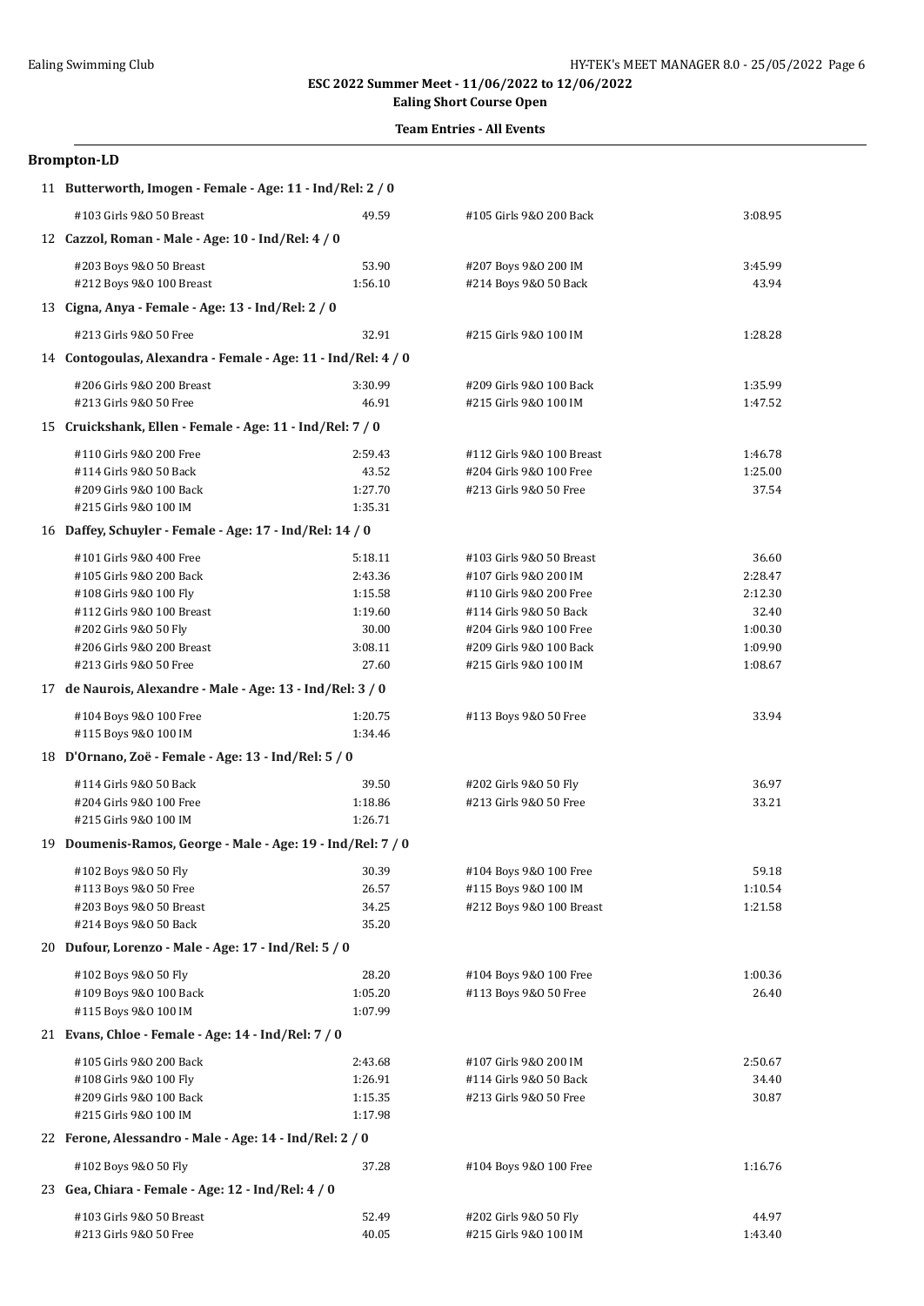**ESC 2022 Summer Meet - 11/06/2022 to 12/06/2022**

**Ealing Short Course Open**

**Team Entries - All Events**

## Brompton-LD

**11 Butterworth, Imogen - Female - Age: 11 - Ind/Rel: 2 / 0**

| Event | Time | Event | Time |
|---|---|---|---|
| #103 Girls 9&O 50 Breast | 49.59 | #105 Girls 9&O 200 Back | 3:08.95 |

**12 Cazzol, Roman - Male - Age: 10 - Ind/Rel: 4 / 0**

| Event | Time | Event | Time |
|---|---|---|---|
| #203 Boys 9&O 50 Breast | 53.90 | #207 Boys 9&O 200 IM | 3:45.99 |
| #212 Boys 9&O 100 Breast | 1:56.10 | #214 Boys 9&O 50 Back | 43.94 |

**13 Cigna, Anya - Female - Age: 13 - Ind/Rel: 2 / 0**

| Event | Time | Event | Time |
|---|---|---|---|
| #213 Girls 9&O 50 Free | 32.91 | #215 Girls 9&O 100 IM | 1:28.28 |

**14 Contogoulas, Alexandra - Female - Age: 11 - Ind/Rel: 4 / 0**

| Event | Time | Event | Time |
|---|---|---|---|
| #206 Girls 9&O 200 Breast | 3:30.99 | #209 Girls 9&O 100 Back | 1:35.99 |
| #213 Girls 9&O 50 Free | 46.91 | #215 Girls 9&O 100 IM | 1:47.52 |

**15 Cruickshank, Ellen - Female - Age: 11 - Ind/Rel: 7 / 0**

| Event | Time | Event | Time |
|---|---|---|---|
| #110 Girls 9&O 200 Free | 2:59.43 | #112 Girls 9&O 100 Breast | 1:46.78 |
| #114 Girls 9&O 50 Back | 43.52 | #204 Girls 9&O 100 Free | 1:25.00 |
| #209 Girls 9&O 100 Back | 1:27.70 | #213 Girls 9&O 50 Free | 37.54 |
| #215 Girls 9&O 100 IM | 1:35.31 | | |

**16 Daffey, Schuyler - Female - Age: 17 - Ind/Rel: 14 / 0**

| Event | Time | Event | Time |
|---|---|---|---|
| #101 Girls 9&O 400 Free | 5:18.11 | #103 Girls 9&O 50 Breast | 36.60 |
| #105 Girls 9&O 200 Back | 2:43.36 | #107 Girls 9&O 200 IM | 2:28.47 |
| #108 Girls 9&O 100 Fly | 1:15.58 | #110 Girls 9&O 200 Free | 2:12.30 |
| #112 Girls 9&O 100 Breast | 1:19.60 | #114 Girls 9&O 50 Back | 32.40 |
| #202 Girls 9&O 50 Fly | 30.00 | #204 Girls 9&O 100 Free | 1:00.30 |
| #206 Girls 9&O 200 Breast | 3:08.11 | #209 Girls 9&O 100 Back | 1:09.90 |
| #213 Girls 9&O 50 Free | 27.60 | #215 Girls 9&O 100 IM | 1:08.67 |

**17 de Naurois, Alexandre - Male - Age: 13 - Ind/Rel: 3 / 0**

| Event | Time | Event | Time |
|---|---|---|---|
| #104 Boys 9&O 100 Free | 1:20.75 | #113 Boys 9&O 50 Free | 33.94 |
| #115 Boys 9&O 100 IM | 1:34.46 | | |

**18 D'Ornano, Zoë - Female - Age: 13 - Ind/Rel: 5 / 0**

| Event | Time | Event | Time |
|---|---|---|---|
| #114 Girls 9&O 50 Back | 39.50 | #202 Girls 9&O 50 Fly | 36.97 |
| #204 Girls 9&O 100 Free | 1:18.86 | #213 Girls 9&O 50 Free | 33.21 |
| #215 Girls 9&O 100 IM | 1:26.71 | | |

**19 Doumenis-Ramos, George - Male - Age: 19 - Ind/Rel: 7 / 0**

| Event | Time | Event | Time |
|---|---|---|---|
| #102 Boys 9&O 50 Fly | 30.39 | #104 Boys 9&O 100 Free | 59.18 |
| #113 Boys 9&O 50 Free | 26.57 | #115 Boys 9&O 100 IM | 1:10.54 |
| #203 Boys 9&O 50 Breast | 34.25 | #212 Boys 9&O 100 Breast | 1:21.58 |
| #214 Boys 9&O 50 Back | 35.20 | | |

**20 Dufour, Lorenzo - Male - Age: 17 - Ind/Rel: 5 / 0**

| Event | Time | Event | Time |
|---|---|---|---|
| #102 Boys 9&O 50 Fly | 28.20 | #104 Boys 9&O 100 Free | 1:00.36 |
| #109 Boys 9&O 100 Back | 1:05.20 | #113 Boys 9&O 50 Free | 26.40 |
| #115 Boys 9&O 100 IM | 1:07.99 | | |

**21 Evans, Chloe - Female - Age: 14 - Ind/Rel: 7 / 0**

| Event | Time | Event | Time |
|---|---|---|---|
| #105 Girls 9&O 200 Back | 2:43.68 | #107 Girls 9&O 200 IM | 2:50.67 |
| #108 Girls 9&O 100 Fly | 1:26.91 | #114 Girls 9&O 50 Back | 34.40 |
| #209 Girls 9&O 100 Back | 1:15.35 | #213 Girls 9&O 50 Free | 30.87 |
| #215 Girls 9&O 100 IM | 1:17.98 | | |

**22 Ferone, Alessandro - Male - Age: 14 - Ind/Rel: 2 / 0**

| Event | Time | Event | Time |
|---|---|---|---|
| #102 Boys 9&O 50 Fly | 37.28 | #104 Boys 9&O 100 Free | 1:16.76 |

**23 Gea, Chiara - Female - Age: 12 - Ind/Rel: 4 / 0**

| Event | Time | Event | Time |
|---|---|---|---|
| #103 Girls 9&O 50 Breast | 52.49 | #202 Girls 9&O 50 Fly | 44.97 |
| #213 Girls 9&O 50 Free | 40.05 | #215 Girls 9&O 100 IM | 1:43.40 |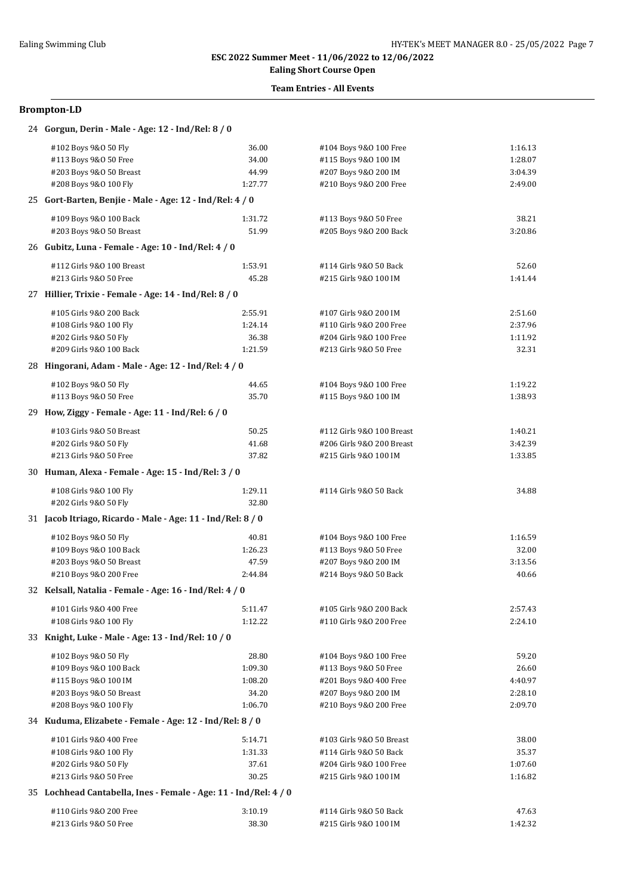**ESC 2022 Summer Meet - 11/06/2022 to 12/06/2022**

**Ealing Short Course Open**

**Team Entries - All Events**

### Brompton-LD

**24 Gorgun, Derin - Male - Age: 12 - Ind/Rel: 8 / 0**

| Event | Time | Event | Time |
|---|---|---|---|
| #102 Boys 9&O 50 Fly | 36.00 | #104 Boys 9&O 100 Free | 1:16.13 |
| #113 Boys 9&O 50 Free | 34.00 | #115 Boys 9&O 100 IM | 1:28.07 |
| #203 Boys 9&O 50 Breast | 44.99 | #207 Boys 9&O 200 IM | 3:04.39 |
| #208 Boys 9&O 100 Fly | 1:27.77 | #210 Boys 9&O 200 Free | 2:49.00 |

**25 Gort-Barten, Benjie - Male - Age: 12 - Ind/Rel: 4 / 0**

| Event | Time | Event | Time |
|---|---|---|---|
| #109 Boys 9&O 100 Back | 1:31.72 | #113 Boys 9&O 50 Free | 38.21 |
| #203 Boys 9&O 50 Breast | 51.99 | #205 Boys 9&O 200 Back | 3:20.86 |

**26 Gubitz, Luna - Female - Age: 10 - Ind/Rel: 4 / 0**

| Event | Time | Event | Time |
|---|---|---|---|
| #112 Girls 9&O 100 Breast | 1:53.91 | #114 Girls 9&O 50 Back | 52.60 |
| #213 Girls 9&O 50 Free | 45.28 | #215 Girls 9&O 100 IM | 1:41.44 |

**27 Hillier, Trixie - Female - Age: 14 - Ind/Rel: 8 / 0**

| Event | Time | Event | Time |
|---|---|---|---|
| #105 Girls 9&O 200 Back | 2:55.91 | #107 Girls 9&O 200 IM | 2:51.60 |
| #108 Girls 9&O 100 Fly | 1:24.14 | #110 Girls 9&O 200 Free | 2:37.96 |
| #202 Girls 9&O 50 Fly | 36.38 | #204 Girls 9&O 100 Free | 1:11.92 |
| #209 Girls 9&O 100 Back | 1:21.59 | #213 Girls 9&O 50 Free | 32.31 |

**28 Hingorani, Adam - Male - Age: 12 - Ind/Rel: 4 / 0**

| Event | Time | Event | Time |
|---|---|---|---|
| #102 Boys 9&O 50 Fly | 44.65 | #104 Boys 9&O 100 Free | 1:19.22 |
| #113 Boys 9&O 50 Free | 35.70 | #115 Boys 9&O 100 IM | 1:38.93 |

**29 How, Ziggy - Female - Age: 11 - Ind/Rel: 6 / 0**

| Event | Time | Event | Time |
|---|---|---|---|
| #103 Girls 9&O 50 Breast | 50.25 | #112 Girls 9&O 100 Breast | 1:40.21 |
| #202 Girls 9&O 50 Fly | 41.68 | #206 Girls 9&O 200 Breast | 3:42.39 |
| #213 Girls 9&O 50 Free | 37.82 | #215 Girls 9&O 100 IM | 1:33.85 |

**30 Human, Alexa - Female - Age: 15 - Ind/Rel: 3 / 0**

| Event | Time | Event | Time |
|---|---|---|---|
| #108 Girls 9&O 100 Fly | 1:29.11 | #114 Girls 9&O 50 Back | 34.88 |
| #202 Girls 9&O 50 Fly | 32.80 | | |

**31 Jacob Itriago, Ricardo - Male - Age: 11 - Ind/Rel: 8 / 0**

| Event | Time | Event | Time |
|---|---|---|---|
| #102 Boys 9&O 50 Fly | 40.81 | #104 Boys 9&O 100 Free | 1:16.59 |
| #109 Boys 9&O 100 Back | 1:26.23 | #113 Boys 9&O 50 Free | 32.00 |
| #203 Boys 9&O 50 Breast | 47.59 | #207 Boys 9&O 200 IM | 3:13.56 |
| #210 Boys 9&O 200 Free | 2:44.84 | #214 Boys 9&O 50 Back | 40.66 |

**32 Kelsall, Natalia - Female - Age: 16 - Ind/Rel: 4 / 0**

| Event | Time | Event | Time |
|---|---|---|---|
| #101 Girls 9&O 400 Free | 5:11.47 | #105 Girls 9&O 200 Back | 2:57.43 |
| #108 Girls 9&O 100 Fly | 1:12.22 | #110 Girls 9&O 200 Free | 2:24.10 |

**33 Knight, Luke - Male - Age: 13 - Ind/Rel: 10 / 0**

| Event | Time | Event | Time |
|---|---|---|---|
| #102 Boys 9&O 50 Fly | 28.80 | #104 Boys 9&O 100 Free | 59.20 |
| #109 Boys 9&O 100 Back | 1:09.30 | #113 Boys 9&O 50 Free | 26.60 |
| #115 Boys 9&O 100 IM | 1:08.20 | #201 Boys 9&O 400 Free | 4:40.97 |
| #203 Boys 9&O 50 Breast | 34.20 | #207 Boys 9&O 200 IM | 2:28.10 |
| #208 Boys 9&O 100 Fly | 1:06.70 | #210 Boys 9&O 200 Free | 2:09.70 |

**34 Kuduma, Elizabete - Female - Age: 12 - Ind/Rel: 8 / 0**

| Event | Time | Event | Time |
|---|---|---|---|
| #101 Girls 9&O 400 Free | 5:14.71 | #103 Girls 9&O 50 Breast | 38.00 |
| #108 Girls 9&O 100 Fly | 1:31.33 | #114 Girls 9&O 50 Back | 35.37 |
| #202 Girls 9&O 50 Fly | 37.61 | #204 Girls 9&O 100 Free | 1:07.60 |
| #213 Girls 9&O 50 Free | 30.25 | #215 Girls 9&O 100 IM | 1:16.82 |

**35 Lochhead Cantabella, Ines - Female - Age: 11 - Ind/Rel: 4 / 0**

| Event | Time | Event | Time |
|---|---|---|---|
| #110 Girls 9&O 200 Free | 3:10.19 | #114 Girls 9&O 50 Back | 47.63 |
| #213 Girls 9&O 50 Free | 38.30 | #215 Girls 9&O 100 IM | 1:42.32 |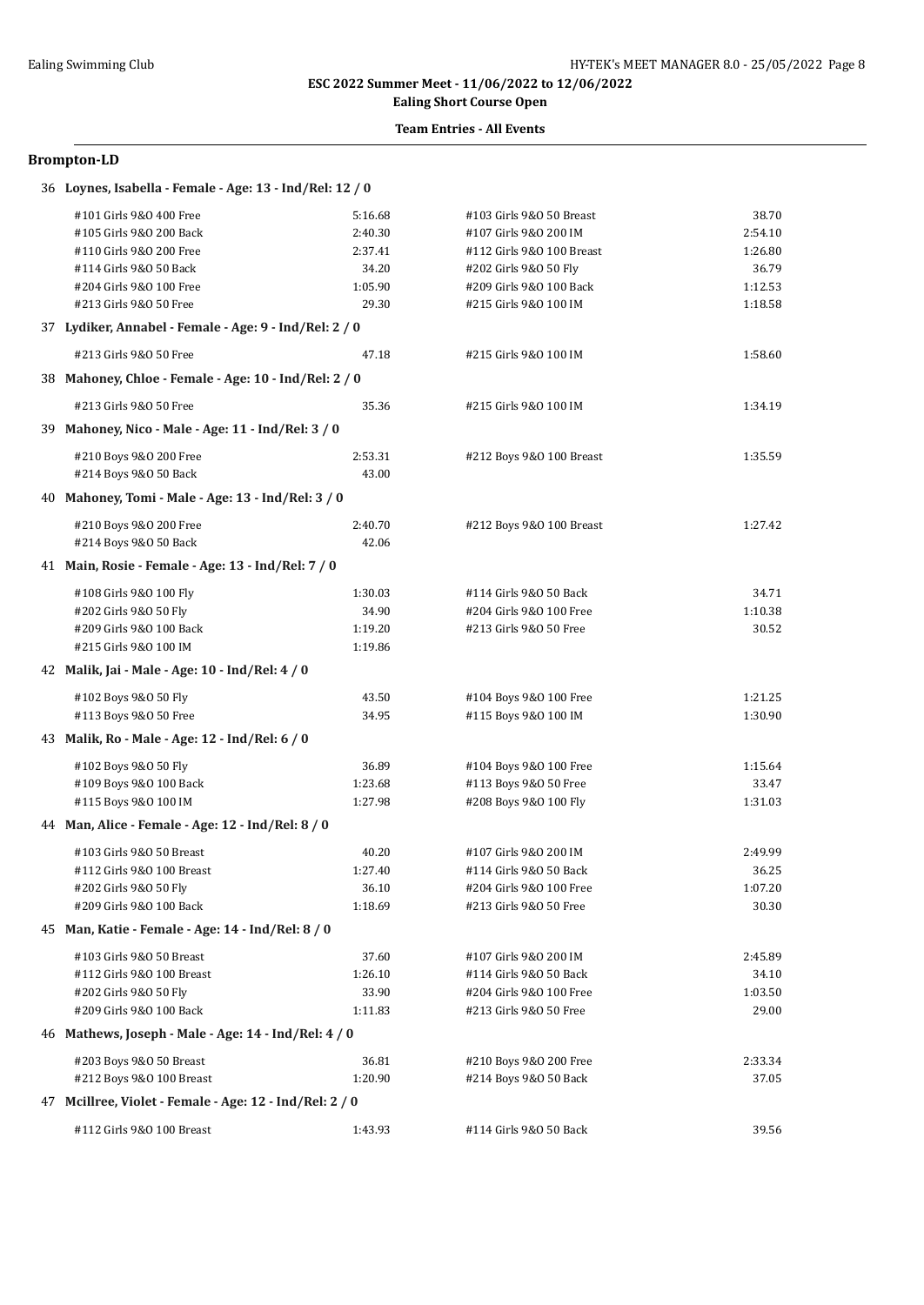**ESC 2022 Summer Meet - 11/06/2022 to 12/06/2022**

**Ealing Short Course Open**

**Team Entries - All Events**

## Brompton-LD

### 36 Loynes, Isabella - Female - Age: 13 - Ind/Rel: 12 / 0

| Event | Time | Event | Time |
|---|---|---|---|
| #101 Girls 9&O 400 Free | 5:16.68 | #103 Girls 9&O 50 Breast | 38.70 |
| #105 Girls 9&O 200 Back | 2:40.30 | #107 Girls 9&O 200 IM | 2:54.10 |
| #110 Girls 9&O 200 Free | 2:37.41 | #112 Girls 9&O 100 Breast | 1:26.80 |
| #114 Girls 9&O 50 Back | 34.20 | #202 Girls 9&O 50 Fly | 36.79 |
| #204 Girls 9&O 100 Free | 1:05.90 | #209 Girls 9&O 100 Back | 1:12.53 |
| #213 Girls 9&O 50 Free | 29.30 | #215 Girls 9&O 100 IM | 1:18.58 |

### 37 Lydiker, Annabel - Female - Age: 9 - Ind/Rel: 2 / 0

| Event | Time | Event | Time |
|---|---|---|---|
| #213 Girls 9&O 50 Free | 47.18 | #215 Girls 9&O 100 IM | 1:58.60 |

### 38 Mahoney, Chloe - Female - Age: 10 - Ind/Rel: 2 / 0

| Event | Time | Event | Time |
|---|---|---|---|
| #213 Girls 9&O 50 Free | 35.36 | #215 Girls 9&O 100 IM | 1:34.19 |

### 39 Mahoney, Nico - Male - Age: 11 - Ind/Rel: 3 / 0

| Event | Time | Event | Time |
|---|---|---|---|
| #210 Boys 9&O 200 Free | 2:53.31 | #212 Boys 9&O 100 Breast | 1:35.59 |
| #214 Boys 9&O 50 Back | 43.00 | | |

### 40 Mahoney, Tomi - Male - Age: 13 - Ind/Rel: 3 / 0

| Event | Time | Event | Time |
|---|---|---|---|
| #210 Boys 9&O 200 Free | 2:40.70 | #212 Boys 9&O 100 Breast | 1:27.42 |
| #214 Boys 9&O 50 Back | 42.06 | | |

### 41 Main, Rosie - Female - Age: 13 - Ind/Rel: 7 / 0

| Event | Time | Event | Time |
|---|---|---|---|
| #108 Girls 9&O 100 Fly | 1:30.03 | #114 Girls 9&O 50 Back | 34.71 |
| #202 Girls 9&O 50 Fly | 34.90 | #204 Girls 9&O 100 Free | 1:10.38 |
| #209 Girls 9&O 100 Back | 1:19.20 | #213 Girls 9&O 50 Free | 30.52 |
| #215 Girls 9&O 100 IM | 1:19.86 | | |

### 42 Malik, Jai - Male - Age: 10 - Ind/Rel: 4 / 0

| Event | Time | Event | Time |
|---|---|---|---|
| #102 Boys 9&O 50 Fly | 43.50 | #104 Boys 9&O 100 Free | 1:21.25 |
| #113 Boys 9&O 50 Free | 34.95 | #115 Boys 9&O 100 IM | 1:30.90 |

### 43 Malik, Ro - Male - Age: 12 - Ind/Rel: 6 / 0

| Event | Time | Event | Time |
|---|---|---|---|
| #102 Boys 9&O 50 Fly | 36.89 | #104 Boys 9&O 100 Free | 1:15.64 |
| #109 Boys 9&O 100 Back | 1:23.68 | #113 Boys 9&O 50 Free | 33.47 |
| #115 Boys 9&O 100 IM | 1:27.98 | #208 Boys 9&O 100 Fly | 1:31.03 |

### 44 Man, Alice - Female - Age: 12 - Ind/Rel: 8 / 0

| Event | Time | Event | Time |
|---|---|---|---|
| #103 Girls 9&O 50 Breast | 40.20 | #107 Girls 9&O 200 IM | 2:49.99 |
| #112 Girls 9&O 100 Breast | 1:27.40 | #114 Girls 9&O 50 Back | 36.25 |
| #202 Girls 9&O 50 Fly | 36.10 | #204 Girls 9&O 100 Free | 1:07.20 |
| #209 Girls 9&O 100 Back | 1:18.69 | #213 Girls 9&O 50 Free | 30.30 |

### 45 Man, Katie - Female - Age: 14 - Ind/Rel: 8 / 0

| Event | Time | Event | Time |
|---|---|---|---|
| #103 Girls 9&O 50 Breast | 37.60 | #107 Girls 9&O 200 IM | 2:45.89 |
| #112 Girls 9&O 100 Breast | 1:26.10 | #114 Girls 9&O 50 Back | 34.10 |
| #202 Girls 9&O 50 Fly | 33.90 | #204 Girls 9&O 100 Free | 1:03.50 |
| #209 Girls 9&O 100 Back | 1:11.83 | #213 Girls 9&O 50 Free | 29.00 |

### 46 Mathews, Joseph - Male - Age: 14 - Ind/Rel: 4 / 0

| Event | Time | Event | Time |
|---|---|---|---|
| #203 Boys 9&O 50 Breast | 36.81 | #210 Boys 9&O 200 Free | 2:33.34 |
| #212 Boys 9&O 100 Breast | 1:20.90 | #214 Boys 9&O 50 Back | 37.05 |

### 47 Mcillree, Violet - Female - Age: 12 - Ind/Rel: 2 / 0

| Event | Time | Event | Time |
|---|---|---|---|
| #112 Girls 9&O 100 Breast | 1:43.93 | #114 Girls 9&O 50 Back | 39.56 |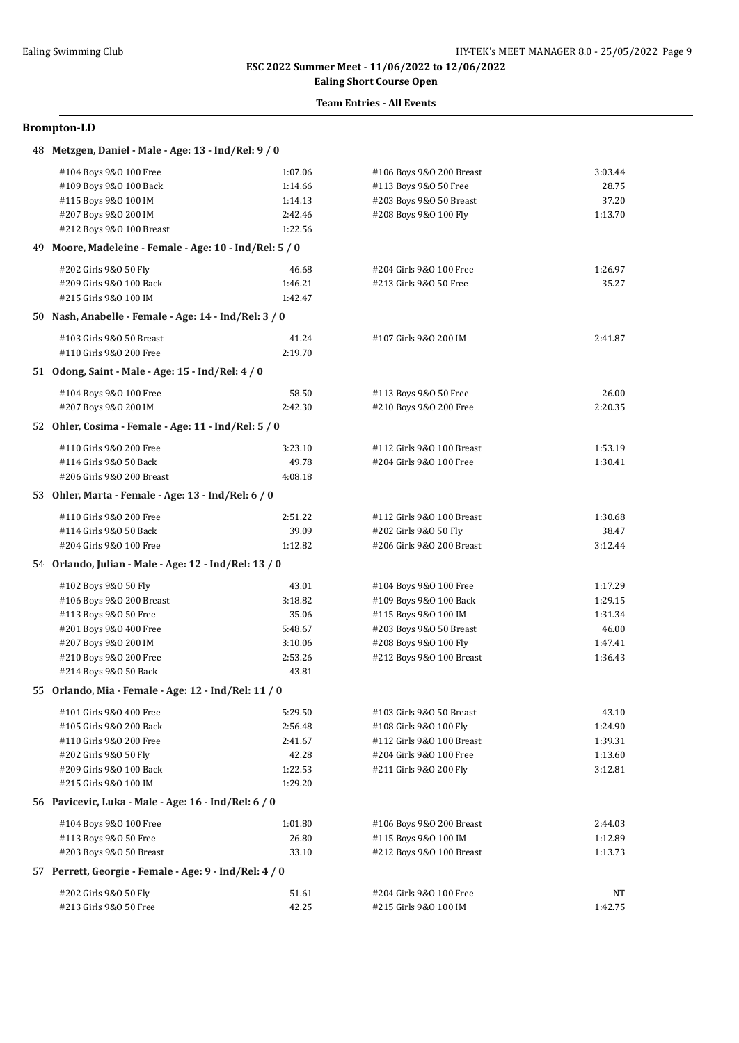## Brompton-LD

### 48 Metzgen, Daniel - Male - Age: 13 - Ind/Rel: 9 / 0

| Event | Time | Event | Time |
|---|---|---|---|
| #104 Boys 9&O 100 Free | 1:07.06 | #106 Boys 9&O 200 Breast | 3:03.44 |
| #109 Boys 9&O 100 Back | 1:14.66 | #113 Boys 9&O 50 Free | 28.75 |
| #115 Boys 9&O 100 IM | 1:14.13 | #203 Boys 9&O 50 Breast | 37.20 |
| #207 Boys 9&O 200 IM | 2:42.46 | #208 Boys 9&O 100 Fly | 1:13.70 |
| #212 Boys 9&O 100 Breast | 1:22.56 | | |

### 49 Moore, Madeleine - Female - Age: 10 - Ind/Rel: 5 / 0

| Event | Time | Event | Time |
|---|---|---|---|
| #202 Girls 9&O 50 Fly | 46.68 | #204 Girls 9&O 100 Free | 1:26.97 |
| #209 Girls 9&O 100 Back | 1:46.21 | #213 Girls 9&O 50 Free | 35.27 |
| #215 Girls 9&O 100 IM | 1:42.47 | | |

### 50 Nash, Anabelle - Female - Age: 14 - Ind/Rel: 3 / 0

| Event | Time | Event | Time |
|---|---|---|---|
| #103 Girls 9&O 50 Breast | 41.24 | #107 Girls 9&O 200 IM | 2:41.87 |
| #110 Girls 9&O 200 Free | 2:19.70 | | |

### 51 Odong, Saint - Male - Age: 15 - Ind/Rel: 4 / 0

| Event | Time | Event | Time |
|---|---|---|---|
| #104 Boys 9&O 100 Free | 58.50 | #113 Boys 9&O 50 Free | 26.00 |
| #207 Boys 9&O 200 IM | 2:42.30 | #210 Boys 9&O 200 Free | 2:20.35 |

### 52 Ohler, Cosima - Female - Age: 11 - Ind/Rel: 5 / 0

| Event | Time | Event | Time |
|---|---|---|---|
| #110 Girls 9&O 200 Free | 3:23.10 | #112 Girls 9&O 100 Breast | 1:53.19 |
| #114 Girls 9&O 50 Back | 49.78 | #204 Girls 9&O 100 Free | 1:30.41 |
| #206 Girls 9&O 200 Breast | 4:08.18 | | |

### 53 Ohler, Marta - Female - Age: 13 - Ind/Rel: 6 / 0

| Event | Time | Event | Time |
|---|---|---|---|
| #110 Girls 9&O 200 Free | 2:51.22 | #112 Girls 9&O 100 Breast | 1:30.68 |
| #114 Girls 9&O 50 Back | 39.09 | #202 Girls 9&O 50 Fly | 38.47 |
| #204 Girls 9&O 100 Free | 1:12.82 | #206 Girls 9&O 200 Breast | 3:12.44 |

### 54 Orlando, Julian - Male - Age: 12 - Ind/Rel: 13 / 0

| Event | Time | Event | Time |
|---|---|---|---|
| #102 Boys 9&O 50 Fly | 43.01 | #104 Boys 9&O 100 Free | 1:17.29 |
| #106 Boys 9&O 200 Breast | 3:18.82 | #109 Boys 9&O 100 Back | 1:29.15 |
| #113 Boys 9&O 50 Free | 35.06 | #115 Boys 9&O 100 IM | 1:31.34 |
| #201 Boys 9&O 400 Free | 5:48.67 | #203 Boys 9&O 50 Breast | 46.00 |
| #207 Boys 9&O 200 IM | 3:10.06 | #208 Boys 9&O 100 Fly | 1:47.41 |
| #210 Boys 9&O 200 Free | 2:53.26 | #212 Boys 9&O 100 Breast | 1:36.43 |
| #214 Boys 9&O 50 Back | 43.81 | | |

### 55 Orlando, Mia - Female - Age: 12 - Ind/Rel: 11 / 0

| Event | Time | Event | Time |
|---|---|---|---|
| #101 Girls 9&O 400 Free | 5:29.50 | #103 Girls 9&O 50 Breast | 43.10 |
| #105 Girls 9&O 200 Back | 2:56.48 | #108 Girls 9&O 100 Fly | 1:24.90 |
| #110 Girls 9&O 200 Free | 2:41.67 | #112 Girls 9&O 100 Breast | 1:39.31 |
| #202 Girls 9&O 50 Fly | 42.28 | #204 Girls 9&O 100 Free | 1:13.60 |
| #209 Girls 9&O 100 Back | 1:22.53 | #211 Girls 9&O 200 Fly | 3:12.81 |
| #215 Girls 9&O 100 IM | 1:29.20 | | |

### 56 Pavicevic, Luka - Male - Age: 16 - Ind/Rel: 6 / 0

| Event | Time | Event | Time |
|---|---|---|---|
| #104 Boys 9&O 100 Free | 1:01.80 | #106 Boys 9&O 200 Breast | 2:44.03 |
| #113 Boys 9&O 50 Free | 26.80 | #115 Boys 9&O 100 IM | 1:12.89 |
| #203 Boys 9&O 50 Breast | 33.10 | #212 Boys 9&O 100 Breast | 1:13.73 |

### 57 Perrett, Georgie - Female - Age: 9 - Ind/Rel: 4 / 0

| Event | Time | Event | Time |
|---|---|---|---|
| #202 Girls 9&O 50 Fly | 51.61 | #204 Girls 9&O 100 Free | NT |
| #213 Girls 9&O 50 Free | 42.25 | #215 Girls 9&O 100 IM | 1:42.75 |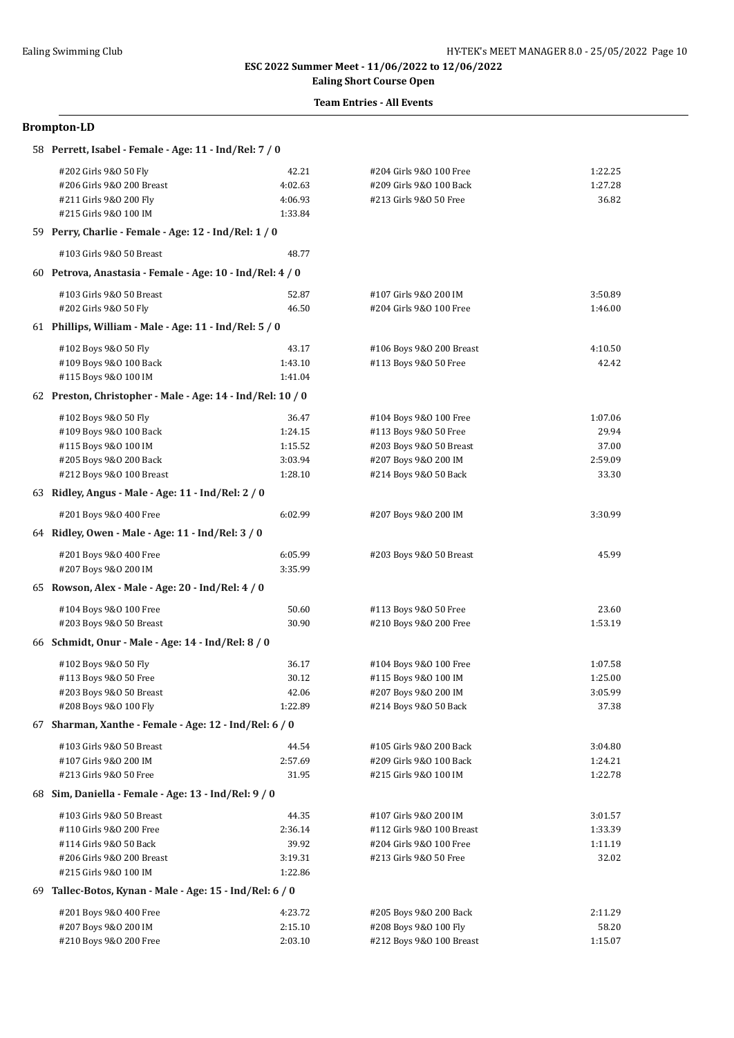**ESC 2022 Summer Meet - 11/06/2022 to 12/06/2022**

**Ealing Short Course Open**

**Team Entries - All Events**

## Brompton-LD

**58 Perrett, Isabel - Female - Age: 11 - Ind/Rel: 7 / 0**

| Event | Time | Event | Time |
|---|---|---|---|
| #202 Girls 9&O 50 Fly | 42.21 | #204 Girls 9&O 100 Free | 1:22.25 |
| #206 Girls 9&O 200 Breast | 4:02.63 | #209 Girls 9&O 100 Back | 1:27.28 |
| #211 Girls 9&O 200 Fly | 4:06.93 | #213 Girls 9&O 50 Free | 36.82 |
| #215 Girls 9&O 100 IM | 1:33.84 | | |

**59 Perry, Charlie - Female - Age: 12 - Ind/Rel: 1 / 0**

| Event | Time | Event | Time |
|---|---|---|---|
| #103 Girls 9&O 50 Breast | 48.77 | | |

**60 Petrova, Anastasia - Female - Age: 10 - Ind/Rel: 4 / 0**

| Event | Time | Event | Time |
|---|---|---|---|
| #103 Girls 9&O 50 Breast | 52.87 | #107 Girls 9&O 200 IM | 3:50.89 |
| #202 Girls 9&O 50 Fly | 46.50 | #204 Girls 9&O 100 Free | 1:46.00 |

**61 Phillips, William - Male - Age: 11 - Ind/Rel: 5 / 0**

| Event | Time | Event | Time |
|---|---|---|---|
| #102 Boys 9&O 50 Fly | 43.17 | #106 Boys 9&O 200 Breast | 4:10.50 |
| #109 Boys 9&O 100 Back | 1:43.10 | #113 Boys 9&O 50 Free | 42.42 |
| #115 Boys 9&O 100 IM | 1:41.04 | | |

**62 Preston, Christopher - Male - Age: 14 - Ind/Rel: 10 / 0**

| Event | Time | Event | Time |
|---|---|---|---|
| #102 Boys 9&O 50 Fly | 36.47 | #104 Boys 9&O 100 Free | 1:07.06 |
| #109 Boys 9&O 100 Back | 1:24.15 | #113 Boys 9&O 50 Free | 29.94 |
| #115 Boys 9&O 100 IM | 1:15.52 | #203 Boys 9&O 50 Breast | 37.00 |
| #205 Boys 9&O 200 Back | 3:03.94 | #207 Boys 9&O 200 IM | 2:59.09 |
| #212 Boys 9&O 100 Breast | 1:28.10 | #214 Boys 9&O 50 Back | 33.30 |

**63 Ridley, Angus - Male - Age: 11 - Ind/Rel: 2 / 0**

| Event | Time | Event | Time |
|---|---|---|---|
| #201 Boys 9&O 400 Free | 6:02.99 | #207 Boys 9&O 200 IM | 3:30.99 |

**64 Ridley, Owen - Male - Age: 11 - Ind/Rel: 3 / 0**

| Event | Time | Event | Time |
|---|---|---|---|
| #201 Boys 9&O 400 Free | 6:05.99 | #203 Boys 9&O 50 Breast | 45.99 |
| #207 Boys 9&O 200 IM | 3:35.99 | | |

**65 Rowson, Alex - Male - Age: 20 - Ind/Rel: 4 / 0**

| Event | Time | Event | Time |
|---|---|---|---|
| #104 Boys 9&O 100 Free | 50.60 | #113 Boys 9&O 50 Free | 23.60 |
| #203 Boys 9&O 50 Breast | 30.90 | #210 Boys 9&O 200 Free | 1:53.19 |

**66 Schmidt, Onur - Male - Age: 14 - Ind/Rel: 8 / 0**

| Event | Time | Event | Time |
|---|---|---|---|
| #102 Boys 9&O 50 Fly | 36.17 | #104 Boys 9&O 100 Free | 1:07.58 |
| #113 Boys 9&O 50 Free | 30.12 | #115 Boys 9&O 100 IM | 1:25.00 |
| #203 Boys 9&O 50 Breast | 42.06 | #207 Boys 9&O 200 IM | 3:05.99 |
| #208 Boys 9&O 100 Fly | 1:22.89 | #214 Boys 9&O 50 Back | 37.38 |

**67 Sharman, Xanthe - Female - Age: 12 - Ind/Rel: 6 / 0**

| Event | Time | Event | Time |
|---|---|---|---|
| #103 Girls 9&O 50 Breast | 44.54 | #105 Girls 9&O 200 Back | 3:04.80 |
| #107 Girls 9&O 200 IM | 2:57.69 | #209 Girls 9&O 100 Back | 1:24.21 |
| #213 Girls 9&O 50 Free | 31.95 | #215 Girls 9&O 100 IM | 1:22.78 |

**68 Sim, Daniella - Female - Age: 13 - Ind/Rel: 9 / 0**

| Event | Time | Event | Time |
|---|---|---|---|
| #103 Girls 9&O 50 Breast | 44.35 | #107 Girls 9&O 200 IM | 3:01.57 |
| #110 Girls 9&O 200 Free | 2:36.14 | #112 Girls 9&O 100 Breast | 1:33.39 |
| #114 Girls 9&O 50 Back | 39.92 | #204 Girls 9&O 100 Free | 1:11.19 |
| #206 Girls 9&O 200 Breast | 3:19.31 | #213 Girls 9&O 50 Free | 32.02 |
| #215 Girls 9&O 100 IM | 1:22.86 | | |

**69 Tallec-Botos, Kynan - Male - Age: 15 - Ind/Rel: 6 / 0**

| Event | Time | Event | Time |
|---|---|---|---|
| #201 Boys 9&O 400 Free | 4:23.72 | #205 Boys 9&O 200 Back | 2:11.29 |
| #207 Boys 9&O 200 IM | 2:15.10 | #208 Boys 9&O 100 Fly | 58.20 |
| #210 Boys 9&O 200 Free | 2:03.10 | #212 Boys 9&O 100 Breast | 1:15.07 |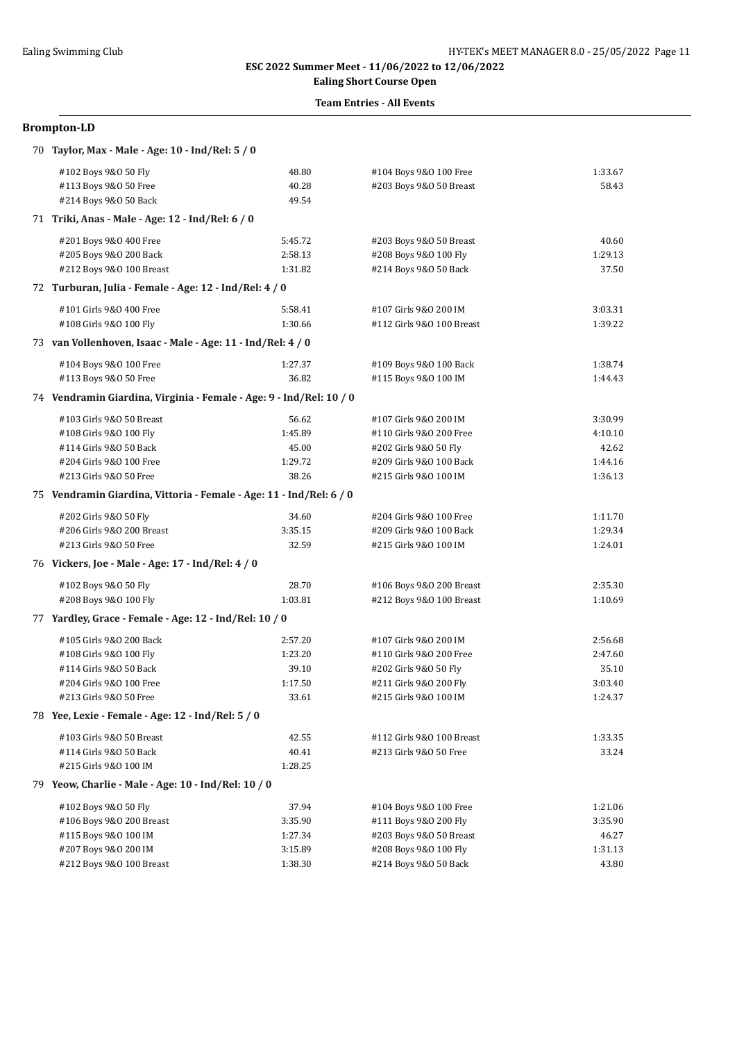ESC 2022 Summer Meet - 11/06/2022 to 12/06/2022

**Ealing Short Course Open**

**Team Entries - All Events**

## Brompton-LD

### 70 Taylor, Max - Male - Age: 10 - Ind/Rel: 5 / 0

| Event | Time | Event | Time |
|---|---|---|---|
| #102 Boys 9&O 50 Fly | 48.80 | #104 Boys 9&O 100 Free | 1:33.67 |
| #113 Boys 9&O 50 Free | 40.28 | #203 Boys 9&O 50 Breast | 58.43 |
| #214 Boys 9&O 50 Back | 49.54 | | |

### 71 Triki, Anas - Male - Age: 12 - Ind/Rel: 6 / 0

| Event | Time | Event | Time |
|---|---|---|---|
| #201 Boys 9&O 400 Free | 5:45.72 | #203 Boys 9&O 50 Breast | 40.60 |
| #205 Boys 9&O 200 Back | 2:58.13 | #208 Boys 9&O 100 Fly | 1:29.13 |
| #212 Boys 9&O 100 Breast | 1:31.82 | #214 Boys 9&O 50 Back | 37.50 |

### 72 Turburan, Julia - Female - Age: 12 - Ind/Rel: 4 / 0

| Event | Time | Event | Time |
|---|---|---|---|
| #101 Girls 9&O 400 Free | 5:58.41 | #107 Girls 9&O 200 IM | 3:03.31 |
| #108 Girls 9&O 100 Fly | 1:30.66 | #112 Girls 9&O 100 Breast | 1:39.22 |

### 73 van Vollenhoven, Isaac - Male - Age: 11 - Ind/Rel: 4 / 0

| Event | Time | Event | Time |
|---|---|---|---|
| #104 Boys 9&O 100 Free | 1:27.37 | #109 Boys 9&O 100 Back | 1:38.74 |
| #113 Boys 9&O 50 Free | 36.82 | #115 Boys 9&O 100 IM | 1:44.43 |

### 74 Vendramin Giardina, Virginia - Female - Age: 9 - Ind/Rel: 10 / 0

| Event | Time | Event | Time |
|---|---|---|---|
| #103 Girls 9&O 50 Breast | 56.62 | #107 Girls 9&O 200 IM | 3:30.99 |
| #108 Girls 9&O 100 Fly | 1:45.89 | #110 Girls 9&O 200 Free | 4:10.10 |
| #114 Girls 9&O 50 Back | 45.00 | #202 Girls 9&O 50 Fly | 42.62 |
| #204 Girls 9&O 100 Free | 1:29.72 | #209 Girls 9&O 100 Back | 1:44.16 |
| #213 Girls 9&O 50 Free | 38.26 | #215 Girls 9&O 100 IM | 1:36.13 |

### 75 Vendramin Giardina, Vittoria - Female - Age: 11 - Ind/Rel: 6 / 0

| Event | Time | Event | Time |
|---|---|---|---|
| #202 Girls 9&O 50 Fly | 34.60 | #204 Girls 9&O 100 Free | 1:11.70 |
| #206 Girls 9&O 200 Breast | 3:35.15 | #209 Girls 9&O 100 Back | 1:29.34 |
| #213 Girls 9&O 50 Free | 32.59 | #215 Girls 9&O 100 IM | 1:24.01 |

### 76 Vickers, Joe - Male - Age: 17 - Ind/Rel: 4 / 0

| Event | Time | Event | Time |
|---|---|---|---|
| #102 Boys 9&O 50 Fly | 28.70 | #106 Boys 9&O 200 Breast | 2:35.30 |
| #208 Boys 9&O 100 Fly | 1:03.81 | #212 Boys 9&O 100 Breast | 1:10.69 |

### 77 Yardley, Grace - Female - Age: 12 - Ind/Rel: 10 / 0

| Event | Time | Event | Time |
|---|---|---|---|
| #105 Girls 9&O 200 Back | 2:57.20 | #107 Girls 9&O 200 IM | 2:56.68 |
| #108 Girls 9&O 100 Fly | 1:23.20 | #110 Girls 9&O 200 Free | 2:47.60 |
| #114 Girls 9&O 50 Back | 39.10 | #202 Girls 9&O 50 Fly | 35.10 |
| #204 Girls 9&O 100 Free | 1:17.50 | #211 Girls 9&O 200 Fly | 3:03.40 |
| #213 Girls 9&O 50 Free | 33.61 | #215 Girls 9&O 100 IM | 1:24.37 |

### 78 Yee, Lexie - Female - Age: 12 - Ind/Rel: 5 / 0

| Event | Time | Event | Time |
|---|---|---|---|
| #103 Girls 9&O 50 Breast | 42.55 | #112 Girls 9&O 100 Breast | 1:33.35 |
| #114 Girls 9&O 50 Back | 40.41 | #213 Girls 9&O 50 Free | 33.24 |
| #215 Girls 9&O 100 IM | 1:28.25 | | |

### 79 Yeow, Charlie - Male - Age: 10 - Ind/Rel: 10 / 0

| Event | Time | Event | Time |
|---|---|---|---|
| #102 Boys 9&O 50 Fly | 37.94 | #104 Boys 9&O 100 Free | 1:21.06 |
| #106 Boys 9&O 200 Breast | 3:35.90 | #111 Boys 9&O 200 Fly | 3:35.90 |
| #115 Boys 9&O 100 IM | 1:27.34 | #203 Boys 9&O 50 Breast | 46.27 |
| #207 Boys 9&O 200 IM | 3:15.89 | #208 Boys 9&O 100 Fly | 1:31.13 |
| #212 Boys 9&O 100 Breast | 1:38.30 | #214 Boys 9&O 50 Back | 43.80 |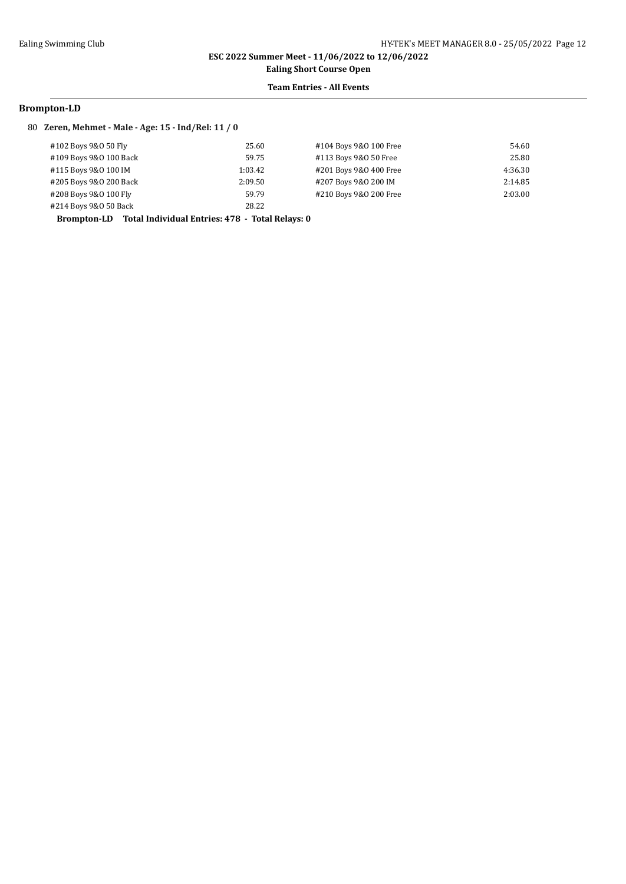## Brompton-LD

80 **Zeren, Mehmet - Male - Age: 15 - Ind/Rel: 11 / 0**

| Event | Time | Event | Time |
|---|---|---|---|
| #102 Boys 9&O 50 Fly | 25.60 | #104 Boys 9&O 100 Free | 54.60 |
| #109 Boys 9&O 100 Back | 59.75 | #113 Boys 9&O 50 Free | 25.80 |
| #115 Boys 9&O 100 IM | 1:03.42 | #201 Boys 9&O 400 Free | 4:36.30 |
| #205 Boys 9&O 200 Back | 2:09.50 | #207 Boys 9&O 200 IM | 2:14.85 |
| #208 Boys 9&O 100 Fly | 59.79 | #210 Boys 9&O 200 Free | 2:03.00 |
| #214 Boys 9&O 50 Back | 28.22 | | |

**Brompton-LD Total Individual Entries: 478 - Total Relays: 0**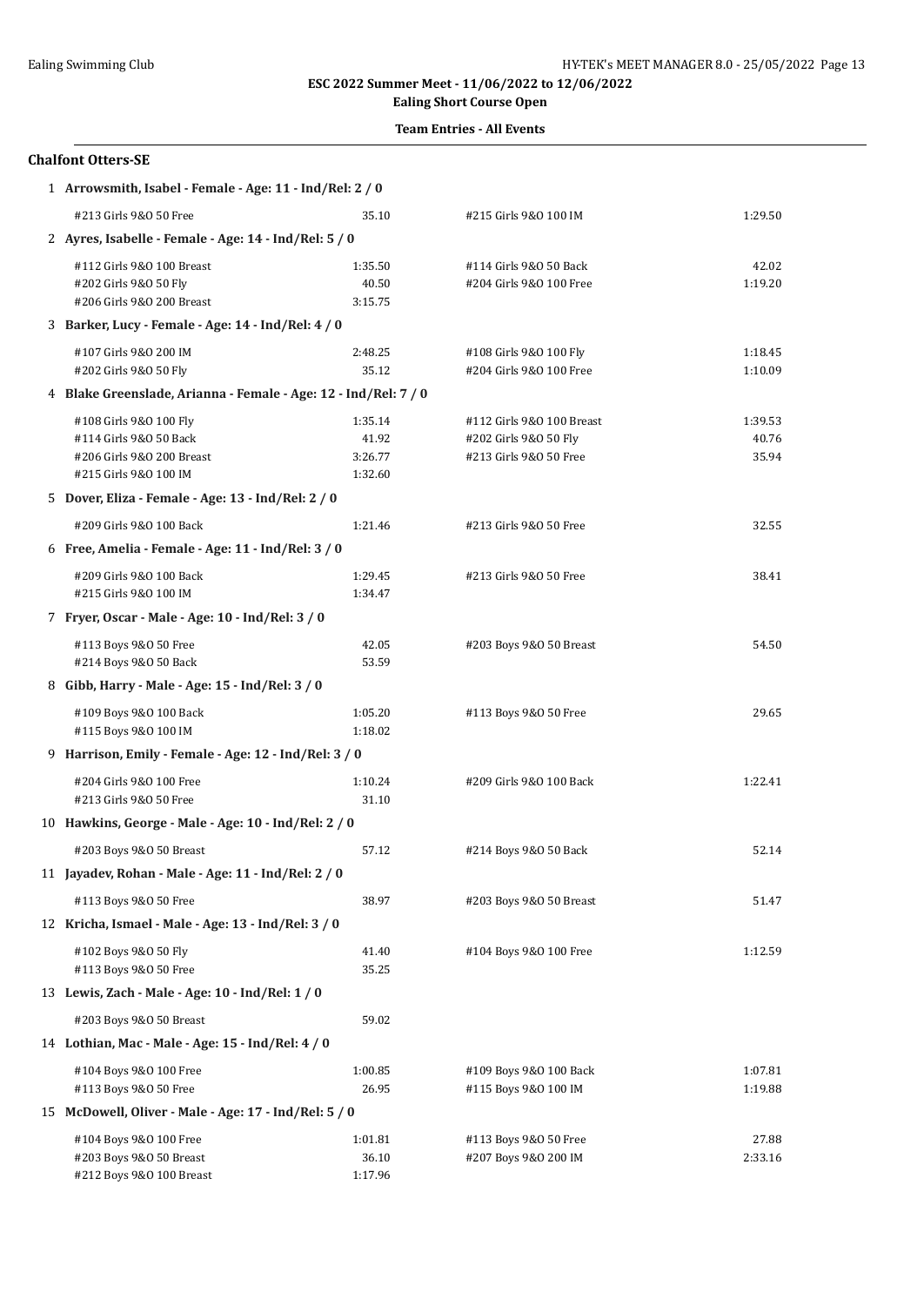ESC 2022 Summer Meet - 11/06/2022 to 12/06/2022

**Ealing Short Course Open**

**Team Entries - All Events**

## Chalfont Otters-SE

**1 Arrowsmith, Isabel - Female - Age: 11 - Ind/Rel: 2 / 0**

| Event | Time | Event | Time |
|---|---|---|---|
| #213 Girls 9&O 50 Free | 35.10 | #215 Girls 9&O 100 IM | 1:29.50 |

**2 Ayres, Isabelle - Female - Age: 14 - Ind/Rel: 5 / 0**

| Event | Time | Event | Time |
|---|---|---|---|
| #112 Girls 9&O 100 Breast | 1:35.50 | #114 Girls 9&O 50 Back | 42.02 |
| #202 Girls 9&O 50 Fly | 40.50 | #204 Girls 9&O 100 Free | 1:19.20 |
| #206 Girls 9&O 200 Breast | 3:15.75 | | |

**3 Barker, Lucy - Female - Age: 14 - Ind/Rel: 4 / 0**

| Event | Time | Event | Time |
|---|---|---|---|
| #107 Girls 9&O 200 IM | 2:48.25 | #108 Girls 9&O 100 Fly | 1:18.45 |
| #202 Girls 9&O 50 Fly | 35.12 | #204 Girls 9&O 100 Free | 1:10.09 |

**4 Blake Greenslade, Arianna - Female - Age: 12 - Ind/Rel: 7 / 0**

| Event | Time | Event | Time |
|---|---|---|---|
| #108 Girls 9&O 100 Fly | 1:35.14 | #112 Girls 9&O 100 Breast | 1:39.53 |
| #114 Girls 9&O 50 Back | 41.92 | #202 Girls 9&O 50 Fly | 40.76 |
| #206 Girls 9&O 200 Breast | 3:26.77 | #213 Girls 9&O 50 Free | 35.94 |
| #215 Girls 9&O 100 IM | 1:32.60 | | |

**5 Dover, Eliza - Female - Age: 13 - Ind/Rel: 2 / 0**

| Event | Time | Event | Time |
|---|---|---|---|
| #209 Girls 9&O 100 Back | 1:21.46 | #213 Girls 9&O 50 Free | 32.55 |

**6 Free, Amelia - Female - Age: 11 - Ind/Rel: 3 / 0**

| Event | Time | Event | Time |
|---|---|---|---|
| #209 Girls 9&O 100 Back | 1:29.45 | #213 Girls 9&O 50 Free | 38.41 |
| #215 Girls 9&O 100 IM | 1:34.47 | | |

**7 Fryer, Oscar - Male - Age: 10 - Ind/Rel: 3 / 0**

| Event | Time | Event | Time |
|---|---|---|---|
| #113 Boys 9&O 50 Free | 42.05 | #203 Boys 9&O 50 Breast | 54.50 |
| #214 Boys 9&O 50 Back | 53.59 | | |

**8 Gibb, Harry - Male - Age: 15 - Ind/Rel: 3 / 0**

| Event | Time | Event | Time |
|---|---|---|---|
| #109 Boys 9&O 100 Back | 1:05.20 | #113 Boys 9&O 50 Free | 29.65 |
| #115 Boys 9&O 100 IM | 1:18.02 | | |

**9 Harrison, Emily - Female - Age: 12 - Ind/Rel: 3 / 0**

| Event | Time | Event | Time |
|---|---|---|---|
| #204 Girls 9&O 100 Free | 1:10.24 | #209 Girls 9&O 100 Back | 1:22.41 |
| #213 Girls 9&O 50 Free | 31.10 | | |

**10 Hawkins, George - Male - Age: 10 - Ind/Rel: 2 / 0**

| Event | Time | Event | Time |
|---|---|---|---|
| #203 Boys 9&O 50 Breast | 57.12 | #214 Boys 9&O 50 Back | 52.14 |

**11 Jayadev, Rohan - Male - Age: 11 - Ind/Rel: 2 / 0**

| Event | Time | Event | Time |
|---|---|---|---|
| #113 Boys 9&O 50 Free | 38.97 | #203 Boys 9&O 50 Breast | 51.47 |

**12 Kricha, Ismael - Male - Age: 13 - Ind/Rel: 3 / 0**

| Event | Time | Event | Time |
|---|---|---|---|
| #102 Boys 9&O 50 Fly | 41.40 | #104 Boys 9&O 100 Free | 1:12.59 |
| #113 Boys 9&O 50 Free | 35.25 | | |

**13 Lewis, Zach - Male - Age: 10 - Ind/Rel: 1 / 0**

| Event | Time |
|---|---|
| #203 Boys 9&O 50 Breast | 59.02 |

**14 Lothian, Mac - Male - Age: 15 - Ind/Rel: 4 / 0**

| Event | Time | Event | Time |
|---|---|---|---|
| #104 Boys 9&O 100 Free | 1:00.85 | #109 Boys 9&O 100 Back | 1:07.81 |
| #113 Boys 9&O 50 Free | 26.95 | #115 Boys 9&O 100 IM | 1:19.88 |

**15 McDowell, Oliver - Male - Age: 17 - Ind/Rel: 5 / 0**

| Event | Time | Event | Time |
|---|---|---|---|
| #104 Boys 9&O 100 Free | 1:01.81 | #113 Boys 9&O 50 Free | 27.88 |
| #203 Boys 9&O 50 Breast | 36.10 | #207 Boys 9&O 200 IM | 2:33.16 |
| #212 Boys 9&O 100 Breast | 1:17.96 | | |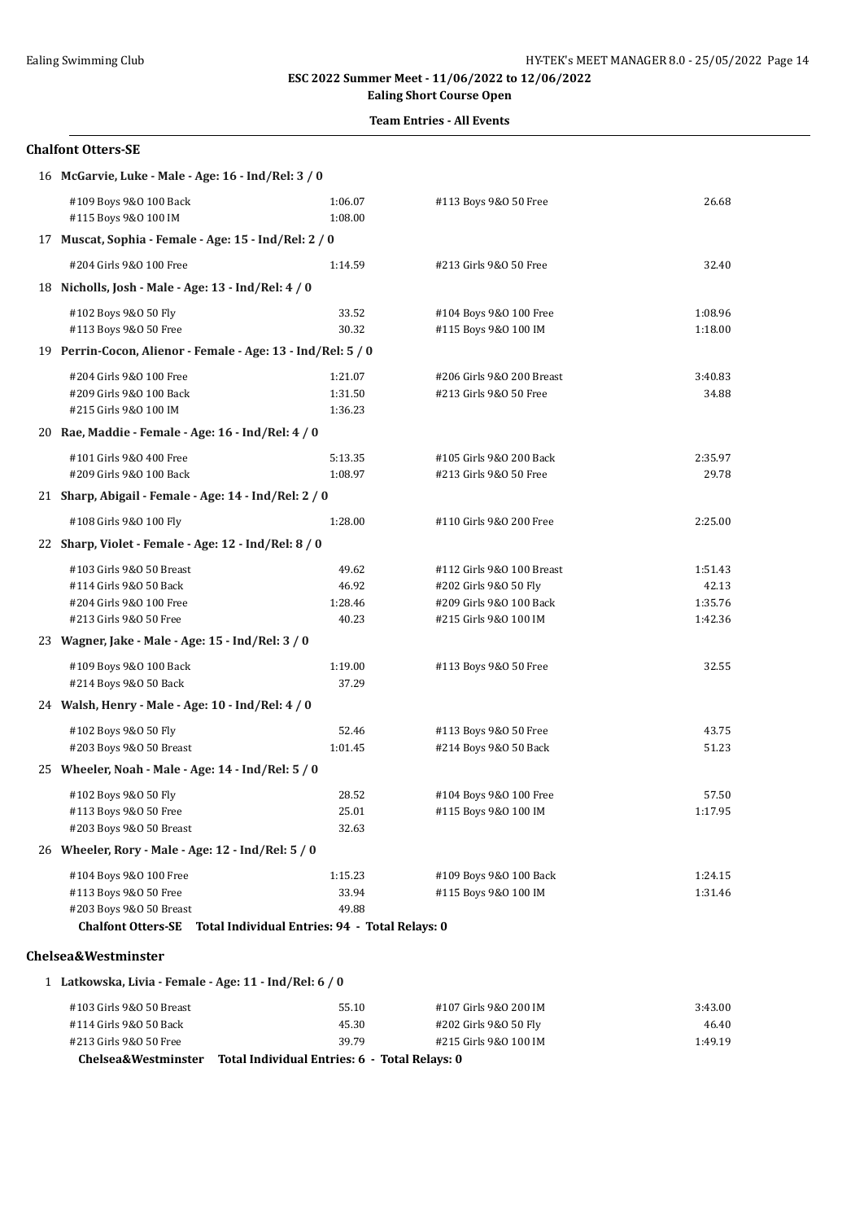ESC 2022 Summer Meet - 11/06/2022 to 12/06/2022

Ealing Short Course Open

Team Entries - All Events

## Chalfont Otters-SE

**16 McGarvie, Luke - Male - Age: 16 - Ind/Rel: 3 / 0**

| Event | Time | Event | Time |
|---|---|---|---|
| #109 Boys 9&O 100 Back | 1:06.07 | #113 Boys 9&O 50 Free | 26.68 |
| #115 Boys 9&O 100 IM | 1:08.00 | | |

**17 Muscat, Sophia - Female - Age: 15 - Ind/Rel: 2 / 0**

| Event | Time | Event | Time |
|---|---|---|---|
| #204 Girls 9&O 100 Free | 1:14.59 | #213 Girls 9&O 50 Free | 32.40 |

**18 Nicholls, Josh - Male - Age: 13 - Ind/Rel: 4 / 0**

| Event | Time | Event | Time |
|---|---|---|---|
| #102 Boys 9&O 50 Fly | 33.52 | #104 Boys 9&O 100 Free | 1:08.96 |
| #113 Boys 9&O 50 Free | 30.32 | #115 Boys 9&O 100 IM | 1:18.00 |

**19 Perrin-Cocon, Alienor - Female - Age: 13 - Ind/Rel: 5 / 0**

| Event | Time | Event | Time |
|---|---|---|---|
| #204 Girls 9&O 100 Free | 1:21.07 | #206 Girls 9&O 200 Breast | 3:40.83 |
| #209 Girls 9&O 100 Back | 1:31.50 | #213 Girls 9&O 50 Free | 34.88 |
| #215 Girls 9&O 100 IM | 1:36.23 | | |

**20 Rae, Maddie - Female - Age: 16 - Ind/Rel: 4 / 0**

| Event | Time | Event | Time |
|---|---|---|---|
| #101 Girls 9&O 400 Free | 5:13.35 | #105 Girls 9&O 200 Back | 2:35.97 |
| #209 Girls 9&O 100 Back | 1:08.97 | #213 Girls 9&O 50 Free | 29.78 |

**21 Sharp, Abigail - Female - Age: 14 - Ind/Rel: 2 / 0**

| Event | Time | Event | Time |
|---|---|---|---|
| #108 Girls 9&O 100 Fly | 1:28.00 | #110 Girls 9&O 200 Free | 2:25.00 |

**22 Sharp, Violet - Female - Age: 12 - Ind/Rel: 8 / 0**

| Event | Time | Event | Time |
|---|---|---|---|
| #103 Girls 9&O 50 Breast | 49.62 | #112 Girls 9&O 100 Breast | 1:51.43 |
| #114 Girls 9&O 50 Back | 46.92 | #202 Girls 9&O 50 Fly | 42.13 |
| #204 Girls 9&O 100 Free | 1:28.46 | #209 Girls 9&O 100 Back | 1:35.76 |
| #213 Girls 9&O 50 Free | 40.23 | #215 Girls 9&O 100 IM | 1:42.36 |

**23 Wagner, Jake - Male - Age: 15 - Ind/Rel: 3 / 0**

| Event | Time | Event | Time |
|---|---|---|---|
| #109 Boys 9&O 100 Back | 1:19.00 | #113 Boys 9&O 50 Free | 32.55 |
| #214 Boys 9&O 50 Back | 37.29 | | |

**24 Walsh, Henry - Male - Age: 10 - Ind/Rel: 4 / 0**

| Event | Time | Event | Time |
|---|---|---|---|
| #102 Boys 9&O 50 Fly | 52.46 | #113 Boys 9&O 50 Free | 43.75 |
| #203 Boys 9&O 50 Breast | 1:01.45 | #214 Boys 9&O 50 Back | 51.23 |

**25 Wheeler, Noah - Male - Age: 14 - Ind/Rel: 5 / 0**

| Event | Time | Event | Time |
|---|---|---|---|
| #102 Boys 9&O 50 Fly | 28.52 | #104 Boys 9&O 100 Free | 57.50 |
| #113 Boys 9&O 50 Free | 25.01 | #115 Boys 9&O 100 IM | 1:17.95 |
| #203 Boys 9&O 50 Breast | 32.63 | | |

**26 Wheeler, Rory - Male - Age: 12 - Ind/Rel: 5 / 0**

| Event | Time | Event | Time |
|---|---|---|---|
| #104 Boys 9&O 100 Free | 1:15.23 | #109 Boys 9&O 100 Back | 1:24.15 |
| #113 Boys 9&O 50 Free | 33.94 | #115 Boys 9&O 100 IM | 1:31.46 |
| #203 Boys 9&O 50 Breast | 49.88 | | |

**Chalfont Otters-SE Total Individual Entries: 94 - Total Relays: 0**

## Chelsea&Westminster

**1 Latkowska, Livia - Female - Age: 11 - Ind/Rel: 6 / 0**

| Event | Time | Event | Time |
|---|---|---|---|
| #103 Girls 9&O 50 Breast | 55.10 | #107 Girls 9&O 200 IM | 3:43.00 |
| #114 Girls 9&O 50 Back | 45.30 | #202 Girls 9&O 50 Fly | 46.40 |
| #213 Girls 9&O 50 Free | 39.79 | #215 Girls 9&O 100 IM | 1:49.19 |

**Chelsea&Westminster Total Individual Entries: 6 - Total Relays: 0**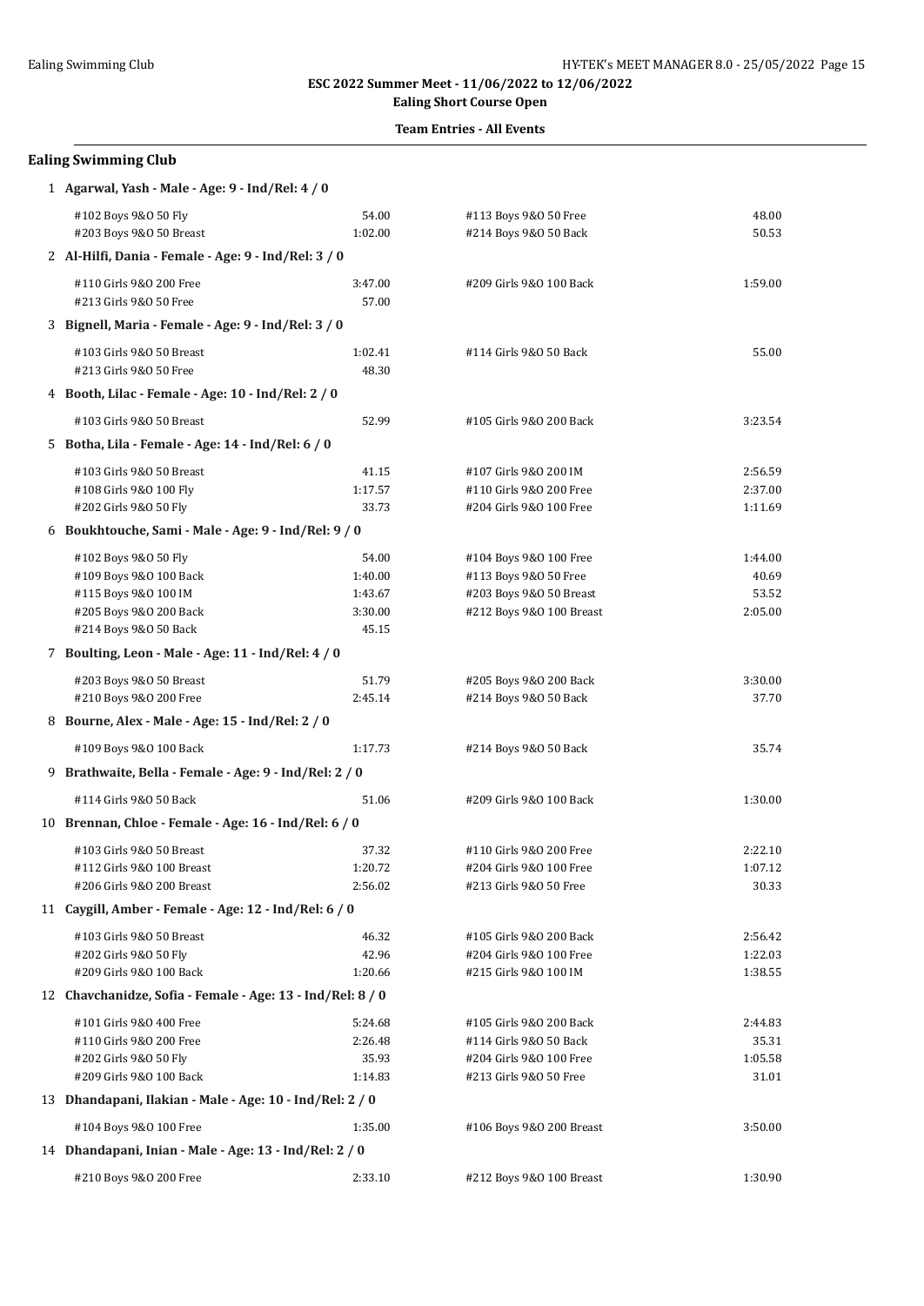**ESC 2022 Summer Meet - 11/06/2022 to 12/06/2022**

**Ealing Short Course Open**

**Team Entries - All Events**

## Ealing Swimming Club

**1 Agarwal, Yash - Male - Age: 9 - Ind/Rel: 4 / 0**

| Event | Time | Event | Time |
|---|---|---|---|
| #102 Boys 9&O 50 Fly | 54.00 | #113 Boys 9&O 50 Free | 48.00 |
| #203 Boys 9&O 50 Breast | 1:02.00 | #214 Boys 9&O 50 Back | 50.53 |

**2 Al-Hilfi, Dania - Female - Age: 9 - Ind/Rel: 3 / 0**

| Event | Time | Event | Time |
|---|---|---|---|
| #110 Girls 9&O 200 Free | 3:47.00 | #209 Girls 9&O 100 Back | 1:59.00 |
| #213 Girls 9&O 50 Free | 57.00 | | |

**3 Bignell, Maria - Female - Age: 9 - Ind/Rel: 3 / 0**

| Event | Time | Event | Time |
|---|---|---|---|
| #103 Girls 9&O 50 Breast | 1:02.41 | #114 Girls 9&O 50 Back | 55.00 |
| #213 Girls 9&O 50 Free | 48.30 | | |

**4 Booth, Lilac - Female - Age: 10 - Ind/Rel: 2 / 0**

| Event | Time | Event | Time |
|---|---|---|---|
| #103 Girls 9&O 50 Breast | 52.99 | #105 Girls 9&O 200 Back | 3:23.54 |

**5 Botha, Lila - Female - Age: 14 - Ind/Rel: 6 / 0**

| Event | Time | Event | Time |
|---|---|---|---|
| #103 Girls 9&O 50 Breast | 41.15 | #107 Girls 9&O 200 IM | 2:56.59 |
| #108 Girls 9&O 100 Fly | 1:17.57 | #110 Girls 9&O 200 Free | 2:37.00 |
| #202 Girls 9&O 50 Fly | 33.73 | #204 Girls 9&O 100 Free | 1:11.69 |

**6 Boukhtouche, Sami - Male - Age: 9 - Ind/Rel: 9 / 0**

| Event | Time | Event | Time |
|---|---|---|---|
| #102 Boys 9&O 50 Fly | 54.00 | #104 Boys 9&O 100 Free | 1:44.00 |
| #109 Boys 9&O 100 Back | 1:40.00 | #113 Boys 9&O 50 Free | 40.69 |
| #115 Boys 9&O 100 IM | 1:43.67 | #203 Boys 9&O 50 Breast | 53.52 |
| #205 Boys 9&O 200 Back | 3:30.00 | #212 Boys 9&O 100 Breast | 2:05.00 |
| #214 Boys 9&O 50 Back | 45.15 | | |

**7 Boulting, Leon - Male - Age: 11 - Ind/Rel: 4 / 0**

| Event | Time | Event | Time |
|---|---|---|---|
| #203 Boys 9&O 50 Breast | 51.79 | #205 Boys 9&O 200 Back | 3:30.00 |
| #210 Boys 9&O 200 Free | 2:45.14 | #214 Boys 9&O 50 Back | 37.70 |

**8 Bourne, Alex - Male - Age: 15 - Ind/Rel: 2 / 0**

| Event | Time | Event | Time |
|---|---|---|---|
| #109 Boys 9&O 100 Back | 1:17.73 | #214 Boys 9&O 50 Back | 35.74 |

**9 Brathwaite, Bella - Female - Age: 9 - Ind/Rel: 2 / 0**

| Event | Time | Event | Time |
|---|---|---|---|
| #114 Girls 9&O 50 Back | 51.06 | #209 Girls 9&O 100 Back | 1:30.00 |

**10 Brennan, Chloe - Female - Age: 16 - Ind/Rel: 6 / 0**

| Event | Time | Event | Time |
|---|---|---|---|
| #103 Girls 9&O 50 Breast | 37.32 | #110 Girls 9&O 200 Free | 2:22.10 |
| #112 Girls 9&O 100 Breast | 1:20.72 | #204 Girls 9&O 100 Free | 1:07.12 |
| #206 Girls 9&O 200 Breast | 2:56.02 | #213 Girls 9&O 50 Free | 30.33 |

**11 Caygill, Amber - Female - Age: 12 - Ind/Rel: 6 / 0**

| Event | Time | Event | Time |
|---|---|---|---|
| #103 Girls 9&O 50 Breast | 46.32 | #105 Girls 9&O 200 Back | 2:56.42 |
| #202 Girls 9&O 50 Fly | 42.96 | #204 Girls 9&O 100 Free | 1:22.03 |
| #209 Girls 9&O 100 Back | 1:20.66 | #215 Girls 9&O 100 IM | 1:38.55 |

**12 Chavchanidze, Sofia - Female - Age: 13 - Ind/Rel: 8 / 0**

| Event | Time | Event | Time |
|---|---|---|---|
| #101 Girls 9&O 400 Free | 5:24.68 | #105 Girls 9&O 200 Back | 2:44.83 |
| #110 Girls 9&O 200 Free | 2:26.48 | #114 Girls 9&O 50 Back | 35.31 |
| #202 Girls 9&O 50 Fly | 35.93 | #204 Girls 9&O 100 Free | 1:05.58 |
| #209 Girls 9&O 100 Back | 1:14.83 | #213 Girls 9&O 50 Free | 31.01 |

**13 Dhandapani, Ilakian - Male - Age: 10 - Ind/Rel: 2 / 0**

| Event | Time | Event | Time |
|---|---|---|---|
| #104 Boys 9&O 100 Free | 1:35.00 | #106 Boys 9&O 200 Breast | 3:50.00 |

**14 Dhandapani, Inian - Male - Age: 13 - Ind/Rel: 2 / 0**

| Event | Time | Event | Time |
|---|---|---|---|
| #210 Boys 9&O 200 Free | 2:33.10 | #212 Boys 9&O 100 Breast | 1:30.90 |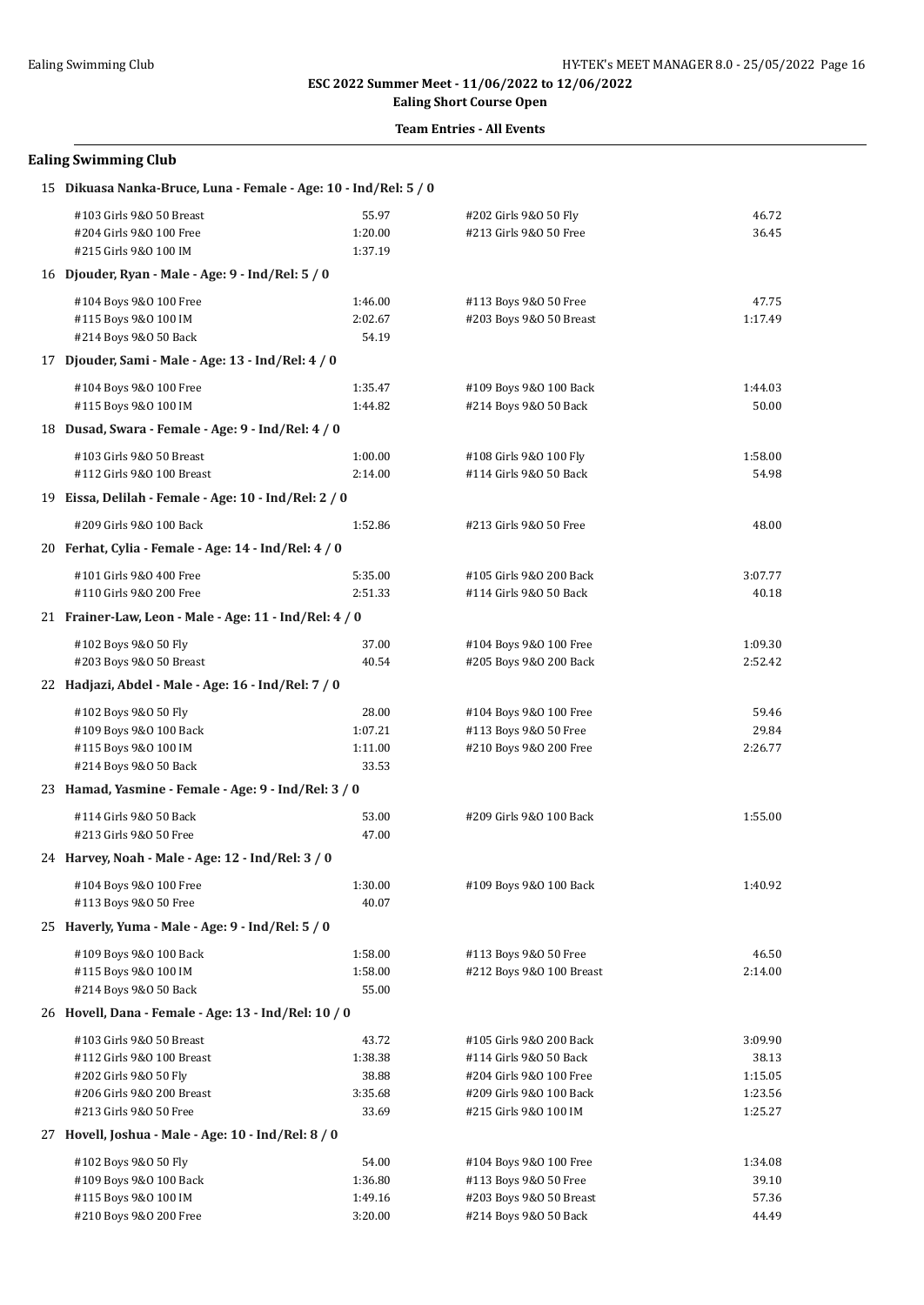ESC 2022 Summer Meet - 11/06/2022 to 12/06/2022

Ealing Short Course Open

**Team Entries - All Events**

## Ealing Swimming Club

**15 Dikuasa Nanka-Bruce, Luna - Female - Age: 10 - Ind/Rel: 5 / 0**

| Event | Time | Event | Time |
|---|---|---|---|
| #103 Girls 9&O 50 Breast | 55.97 | #202 Girls 9&O 50 Fly | 46.72 |
| #204 Girls 9&O 100 Free | 1:20.00 | #213 Girls 9&O 50 Free | 36.45 |
| #215 Girls 9&O 100 IM | 1:37.19 | | |

**16 Djouder, Ryan - Male - Age: 9 - Ind/Rel: 5 / 0**

| Event | Time | Event | Time |
|---|---|---|---|
| #104 Boys 9&O 100 Free | 1:46.00 | #113 Boys 9&O 50 Free | 47.75 |
| #115 Boys 9&O 100 IM | 2:02.67 | #203 Boys 9&O 50 Breast | 1:17.49 |
| #214 Boys 9&O 50 Back | 54.19 | | |

**17 Djouder, Sami - Male - Age: 13 - Ind/Rel: 4 / 0**

| Event | Time | Event | Time |
|---|---|---|---|
| #104 Boys 9&O 100 Free | 1:35.47 | #109 Boys 9&O 100 Back | 1:44.03 |
| #115 Boys 9&O 100 IM | 1:44.82 | #214 Boys 9&O 50 Back | 50.00 |

**18 Dusad, Swara - Female - Age: 9 - Ind/Rel: 4 / 0**

| Event | Time | Event | Time |
|---|---|---|---|
| #103 Girls 9&O 50 Breast | 1:00.00 | #108 Girls 9&O 100 Fly | 1:58.00 |
| #112 Girls 9&O 100 Breast | 2:14.00 | #114 Girls 9&O 50 Back | 54.98 |

**19 Eissa, Delilah - Female - Age: 10 - Ind/Rel: 2 / 0**

| Event | Time | Event | Time |
|---|---|---|---|
| #209 Girls 9&O 100 Back | 1:52.86 | #213 Girls 9&O 50 Free | 48.00 |

**20 Ferhat, Cylia - Female - Age: 14 - Ind/Rel: 4 / 0**

| Event | Time | Event | Time |
|---|---|---|---|
| #101 Girls 9&O 400 Free | 5:35.00 | #105 Girls 9&O 200 Back | 3:07.77 |
| #110 Girls 9&O 200 Free | 2:51.33 | #114 Girls 9&O 50 Back | 40.18 |

**21 Frainer-Law, Leon - Male - Age: 11 - Ind/Rel: 4 / 0**

| Event | Time | Event | Time |
|---|---|---|---|
| #102 Boys 9&O 50 Fly | 37.00 | #104 Boys 9&O 100 Free | 1:09.30 |
| #203 Boys 9&O 50 Breast | 40.54 | #205 Boys 9&O 200 Back | 2:52.42 |

**22 Hadjazi, Abdel - Male - Age: 16 - Ind/Rel: 7 / 0**

| Event | Time | Event | Time |
|---|---|---|---|
| #102 Boys 9&O 50 Fly | 28.00 | #104 Boys 9&O 100 Free | 59.46 |
| #109 Boys 9&O 100 Back | 1:07.21 | #113 Boys 9&O 50 Free | 29.84 |
| #115 Boys 9&O 100 IM | 1:11.00 | #210 Boys 9&O 200 Free | 2:26.77 |
| #214 Boys 9&O 50 Back | 33.53 | | |

**23 Hamad, Yasmine - Female - Age: 9 - Ind/Rel: 3 / 0**

| Event | Time | Event | Time |
|---|---|---|---|
| #114 Girls 9&O 50 Back | 53.00 | #209 Girls 9&O 100 Back | 1:55.00 |
| #213 Girls 9&O 50 Free | 47.00 | | |

**24 Harvey, Noah - Male - Age: 12 - Ind/Rel: 3 / 0**

| Event | Time | Event | Time |
|---|---|---|---|
| #104 Boys 9&O 100 Free | 1:30.00 | #109 Boys 9&O 100 Back | 1:40.92 |
| #113 Boys 9&O 50 Free | 40.07 | | |

**25 Haverly, Yuma - Male - Age: 9 - Ind/Rel: 5 / 0**

| Event | Time | Event | Time |
|---|---|---|---|
| #109 Boys 9&O 100 Back | 1:58.00 | #113 Boys 9&O 50 Free | 46.50 |
| #115 Boys 9&O 100 IM | 1:58.00 | #212 Boys 9&O 100 Breast | 2:14.00 |
| #214 Boys 9&O 50 Back | 55.00 | | |

**26 Hovell, Dana - Female - Age: 13 - Ind/Rel: 10 / 0**

| Event | Time | Event | Time |
|---|---|---|---|
| #103 Girls 9&O 50 Breast | 43.72 | #105 Girls 9&O 200 Back | 3:09.90 |
| #112 Girls 9&O 100 Breast | 1:38.38 | #114 Girls 9&O 50 Back | 38.13 |
| #202 Girls 9&O 50 Fly | 38.88 | #204 Girls 9&O 100 Free | 1:15.05 |
| #206 Girls 9&O 200 Breast | 3:35.68 | #209 Girls 9&O 100 Back | 1:23.56 |
| #213 Girls 9&O 50 Free | 33.69 | #215 Girls 9&O 100 IM | 1:25.27 |

**27 Hovell, Joshua - Male - Age: 10 - Ind/Rel: 8 / 0**

| Event | Time | Event | Time |
|---|---|---|---|
| #102 Boys 9&O 50 Fly | 54.00 | #104 Boys 9&O 100 Free | 1:34.08 |
| #109 Boys 9&O 100 Back | 1:36.80 | #113 Boys 9&O 50 Free | 39.10 |
| #115 Boys 9&O 100 IM | 1:49.16 | #203 Boys 9&O 50 Breast | 57.36 |
| #210 Boys 9&O 200 Free | 3:20.00 | #214 Boys 9&O 50 Back | 44.49 |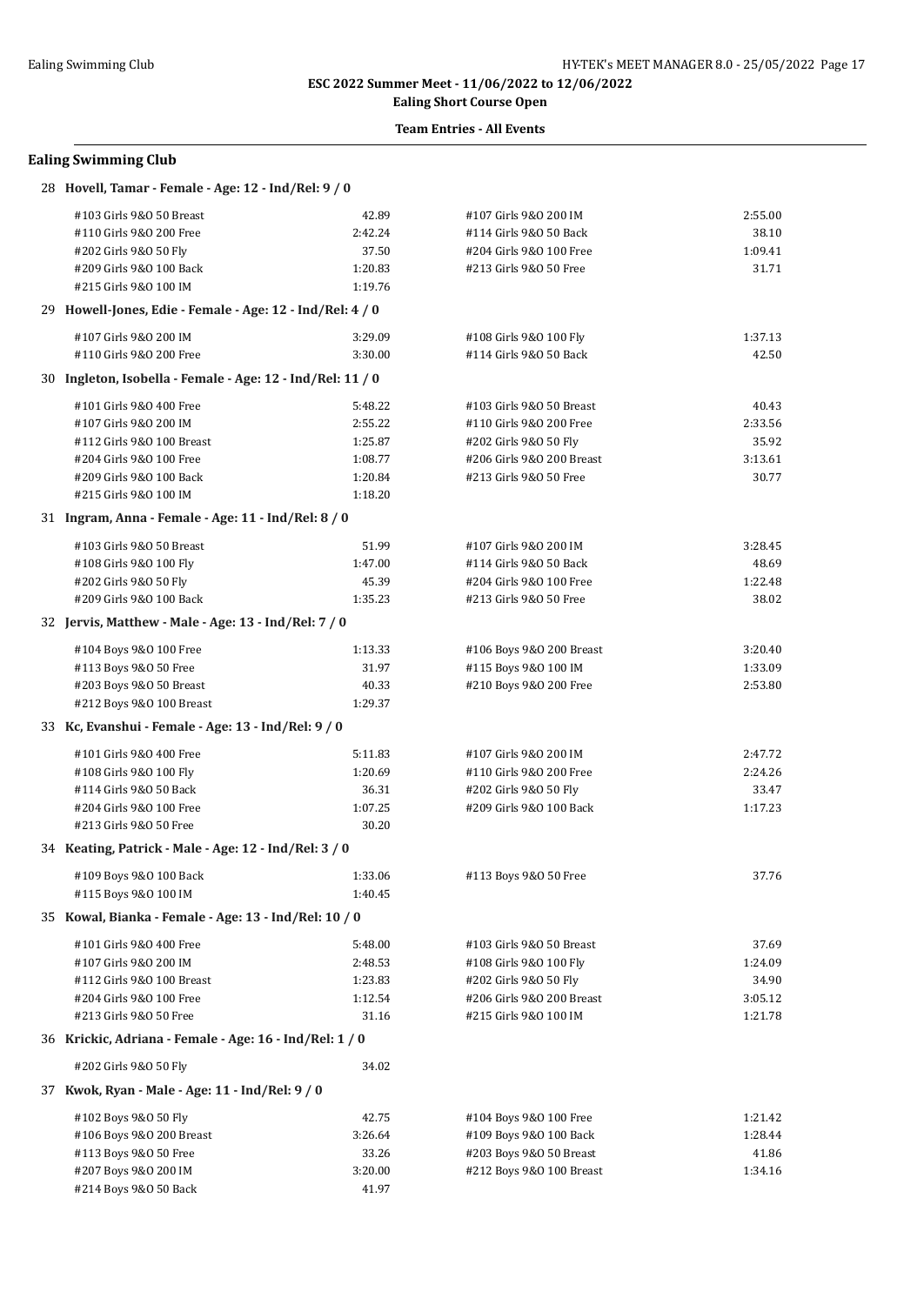## Ealing Swimming Club

### 28 Hovell, Tamar - Female - Age: 12 - Ind/Rel: 9 / 0

| Event | Time | Event | Time |
|---|---|---|---|
| #103 Girls 9&O 50 Breast | 42.89 | #107 Girls 9&O 200 IM | 2:55.00 |
| #110 Girls 9&O 200 Free | 2:42.24 | #114 Girls 9&O 50 Back | 38.10 |
| #202 Girls 9&O 50 Fly | 37.50 | #204 Girls 9&O 100 Free | 1:09.41 |
| #209 Girls 9&O 100 Back | 1:20.83 | #213 Girls 9&O 50 Free | 31.71 |
| #215 Girls 9&O 100 IM | 1:19.76 | | |

### 29 Howell-Jones, Edie - Female - Age: 12 - Ind/Rel: 4 / 0

| Event | Time | Event | Time |
|---|---|---|---|
| #107 Girls 9&O 200 IM | 3:29.09 | #108 Girls 9&O 100 Fly | 1:37.13 |
| #110 Girls 9&O 200 Free | 3:30.00 | #114 Girls 9&O 50 Back | 42.50 |

### 30 Ingleton, Isobella - Female - Age: 12 - Ind/Rel: 11 / 0

| Event | Time | Event | Time |
|---|---|---|---|
| #101 Girls 9&O 400 Free | 5:48.22 | #103 Girls 9&O 50 Breast | 40.43 |
| #107 Girls 9&O 200 IM | 2:55.22 | #110 Girls 9&O 200 Free | 2:33.56 |
| #112 Girls 9&O 100 Breast | 1:25.87 | #202 Girls 9&O 50 Fly | 35.92 |
| #204 Girls 9&O 100 Free | 1:08.77 | #206 Girls 9&O 200 Breast | 3:13.61 |
| #209 Girls 9&O 100 Back | 1:20.84 | #213 Girls 9&O 50 Free | 30.77 |
| #215 Girls 9&O 100 IM | 1:18.20 | | |

### 31 Ingram, Anna - Female - Age: 11 - Ind/Rel: 8 / 0

| Event | Time | Event | Time |
|---|---|---|---|
| #103 Girls 9&O 50 Breast | 51.99 | #107 Girls 9&O 200 IM | 3:28.45 |
| #108 Girls 9&O 100 Fly | 1:47.00 | #114 Girls 9&O 50 Back | 48.69 |
| #202 Girls 9&O 50 Fly | 45.39 | #204 Girls 9&O 100 Free | 1:22.48 |
| #209 Girls 9&O 100 Back | 1:35.23 | #213 Girls 9&O 50 Free | 38.02 |

### 32 Jervis, Matthew - Male - Age: 13 - Ind/Rel: 7 / 0

| Event | Time | Event | Time |
|---|---|---|---|
| #104 Boys 9&O 100 Free | 1:13.33 | #106 Boys 9&O 200 Breast | 3:20.40 |
| #113 Boys 9&O 50 Free | 31.97 | #115 Boys 9&O 100 IM | 1:33.09 |
| #203 Boys 9&O 50 Breast | 40.33 | #210 Boys 9&O 200 Free | 2:53.80 |
| #212 Boys 9&O 100 Breast | 1:29.37 | | |

### 33 Kc, Evanshui - Female - Age: 13 - Ind/Rel: 9 / 0

| Event | Time | Event | Time |
|---|---|---|---|
| #101 Girls 9&O 400 Free | 5:11.83 | #107 Girls 9&O 200 IM | 2:47.72 |
| #108 Girls 9&O 100 Fly | 1:20.69 | #110 Girls 9&O 200 Free | 2:24.26 |
| #114 Girls 9&O 50 Back | 36.31 | #202 Girls 9&O 50 Fly | 33.47 |
| #204 Girls 9&O 100 Free | 1:07.25 | #209 Girls 9&O 100 Back | 1:17.23 |
| #213 Girls 9&O 50 Free | 30.20 | | |

### 34 Keating, Patrick - Male - Age: 12 - Ind/Rel: 3 / 0

| Event | Time | Event | Time |
|---|---|---|---|
| #109 Boys 9&O 100 Back | 1:33.06 | #113 Boys 9&O 50 Free | 37.76 |
| #115 Boys 9&O 100 IM | 1:40.45 | | |

### 35 Kowal, Bianka - Female - Age: 13 - Ind/Rel: 10 / 0

| Event | Time | Event | Time |
|---|---|---|---|
| #101 Girls 9&O 400 Free | 5:48.00 | #103 Girls 9&O 50 Breast | 37.69 |
| #107 Girls 9&O 200 IM | 2:48.53 | #108 Girls 9&O 100 Fly | 1:24.09 |
| #112 Girls 9&O 100 Breast | 1:23.83 | #202 Girls 9&O 50 Fly | 34.90 |
| #204 Girls 9&O 100 Free | 1:12.54 | #206 Girls 9&O 200 Breast | 3:05.12 |
| #213 Girls 9&O 50 Free | 31.16 | #215 Girls 9&O 100 IM | 1:21.78 |

### 36 Krickic, Adriana - Female - Age: 16 - Ind/Rel: 1 / 0

| Event | Time |
|---|---|
| #202 Girls 9&O 50 Fly | 34.02 |

### 37 Kwok, Ryan - Male - Age: 11 - Ind/Rel: 9 / 0

| Event | Time | Event | Time |
|---|---|---|---|
| #102 Boys 9&O 50 Fly | 42.75 | #104 Boys 9&O 100 Free | 1:21.42 |
| #106 Boys 9&O 200 Breast | 3:26.64 | #109 Boys 9&O 100 Back | 1:28.44 |
| #113 Boys 9&O 50 Free | 33.26 | #203 Boys 9&O 50 Breast | 41.86 |
| #207 Boys 9&O 200 IM | 3:20.00 | #212 Boys 9&O 100 Breast | 1:34.16 |
| #214 Boys 9&O 50 Back | 41.97 | | |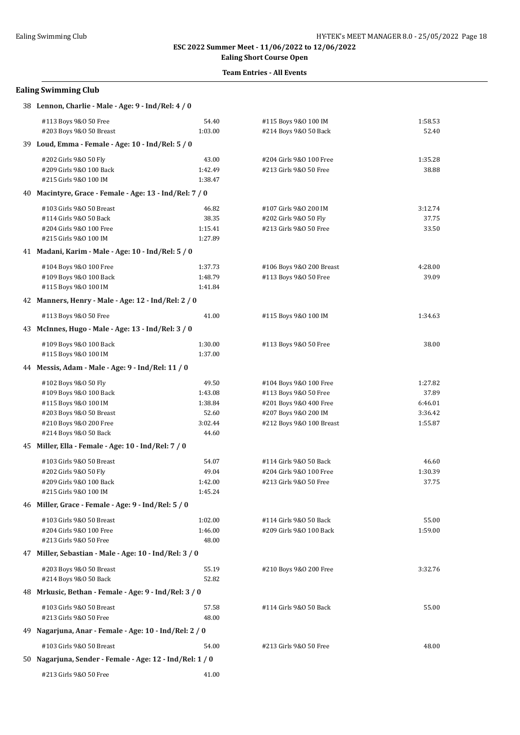# ESC 2022 Summer Meet - 11/06/2022 to 12/06/2022

**Ealing Short Course Open**

**Team Entries - All Events**

## Ealing Swimming Club

### 38 Lennon, Charlie - Male - Age: 9 - Ind/Rel: 4 / 0

| Event | Time | Event | Time |
|---|---|---|---|
| #113 Boys 9&O 50 Free | 54.40 | #115 Boys 9&O 100 IM | 1:58.53 |
| #203 Boys 9&O 50 Breast | 1:03.00 | #214 Boys 9&O 50 Back | 52.40 |

### 39 Loud, Emma - Female - Age: 10 - Ind/Rel: 5 / 0

| Event | Time | Event | Time |
|---|---|---|---|
| #202 Girls 9&O 50 Fly | 43.00 | #204 Girls 9&O 100 Free | 1:35.28 |
| #209 Girls 9&O 100 Back | 1:42.49 | #213 Girls 9&O 50 Free | 38.88 |
| #215 Girls 9&O 100 IM | 1:38.47 | | |

### 40 Macintyre, Grace - Female - Age: 13 - Ind/Rel: 7 / 0

| Event | Time | Event | Time |
|---|---|---|---|
| #103 Girls 9&O 50 Breast | 46.82 | #107 Girls 9&O 200 IM | 3:12.74 |
| #114 Girls 9&O 50 Back | 38.35 | #202 Girls 9&O 50 Fly | 37.75 |
| #204 Girls 9&O 100 Free | 1:15.41 | #213 Girls 9&O 50 Free | 33.50 |
| #215 Girls 9&O 100 IM | 1:27.89 | | |

### 41 Madani, Karim - Male - Age: 10 - Ind/Rel: 5 / 0

| Event | Time | Event | Time |
|---|---|---|---|
| #104 Boys 9&O 100 Free | 1:37.73 | #106 Boys 9&O 200 Breast | 4:28.00 |
| #109 Boys 9&O 100 Back | 1:48.79 | #113 Boys 9&O 50 Free | 39.09 |
| #115 Boys 9&O 100 IM | 1:41.84 | | |

### 42 Manners, Henry - Male - Age: 12 - Ind/Rel: 2 / 0

| Event | Time | Event | Time |
|---|---|---|---|
| #113 Boys 9&O 50 Free | 41.00 | #115 Boys 9&O 100 IM | 1:34.63 |

### 43 McInnes, Hugo - Male - Age: 13 - Ind/Rel: 3 / 0

| Event | Time | Event | Time |
|---|---|---|---|
| #109 Boys 9&O 100 Back | 1:30.00 | #113 Boys 9&O 50 Free | 38.00 |
| #115 Boys 9&O 100 IM | 1:37.00 | | |

### 44 Messis, Adam - Male - Age: 9 - Ind/Rel: 11 / 0

| Event | Time | Event | Time |
|---|---|---|---|
| #102 Boys 9&O 50 Fly | 49.50 | #104 Boys 9&O 100 Free | 1:27.82 |
| #109 Boys 9&O 100 Back | 1:43.08 | #113 Boys 9&O 50 Free | 37.89 |
| #115 Boys 9&O 100 IM | 1:38.84 | #201 Boys 9&O 400 Free | 6:46.01 |
| #203 Boys 9&O 50 Breast | 52.60 | #207 Boys 9&O 200 IM | 3:36.42 |
| #210 Boys 9&O 200 Free | 3:02.44 | #212 Boys 9&O 100 Breast | 1:55.87 |
| #214 Boys 9&O 50 Back | 44.60 | | |

### 45 Miller, Ella - Female - Age: 10 - Ind/Rel: 7 / 0

| Event | Time | Event | Time |
|---|---|---|---|
| #103 Girls 9&O 50 Breast | 54.07 | #114 Girls 9&O 50 Back | 46.60 |
| #202 Girls 9&O 50 Fly | 49.04 | #204 Girls 9&O 100 Free | 1:30.39 |
| #209 Girls 9&O 100 Back | 1:42.00 | #213 Girls 9&O 50 Free | 37.75 |
| #215 Girls 9&O 100 IM | 1:45.24 | | |

### 46 Miller, Grace - Female - Age: 9 - Ind/Rel: 5 / 0

| Event | Time | Event | Time |
|---|---|---|---|
| #103 Girls 9&O 50 Breast | 1:02.00 | #114 Girls 9&O 50 Back | 55.00 |
| #204 Girls 9&O 100 Free | 1:46.00 | #209 Girls 9&O 100 Back | 1:59.00 |
| #213 Girls 9&O 50 Free | 48.00 | | |

### 47 Miller, Sebastian - Male - Age: 10 - Ind/Rel: 3 / 0

| Event | Time | Event | Time |
|---|---|---|---|
| #203 Boys 9&O 50 Breast | 55.19 | #210 Boys 9&O 200 Free | 3:32.76 |
| #214 Boys 9&O 50 Back | 52.82 | | |

### 48 Mrkusic, Bethan - Female - Age: 9 - Ind/Rel: 3 / 0

| Event | Time | Event | Time |
|---|---|---|---|
| #103 Girls 9&O 50 Breast | 57.58 | #114 Girls 9&O 50 Back | 55.00 |
| #213 Girls 9&O 50 Free | 48.00 | | |

### 49 Nagarjuna, Anar - Female - Age: 10 - Ind/Rel: 2 / 0

| Event | Time | Event | Time |
|---|---|---|---|
| #103 Girls 9&O 50 Breast | 54.00 | #213 Girls 9&O 50 Free | 48.00 |

### 50 Nagarjuna, Sender - Female - Age: 12 - Ind/Rel: 1 / 0

| Event | Time |
|---|---|
| #213 Girls 9&O 50 Free | 41.00 |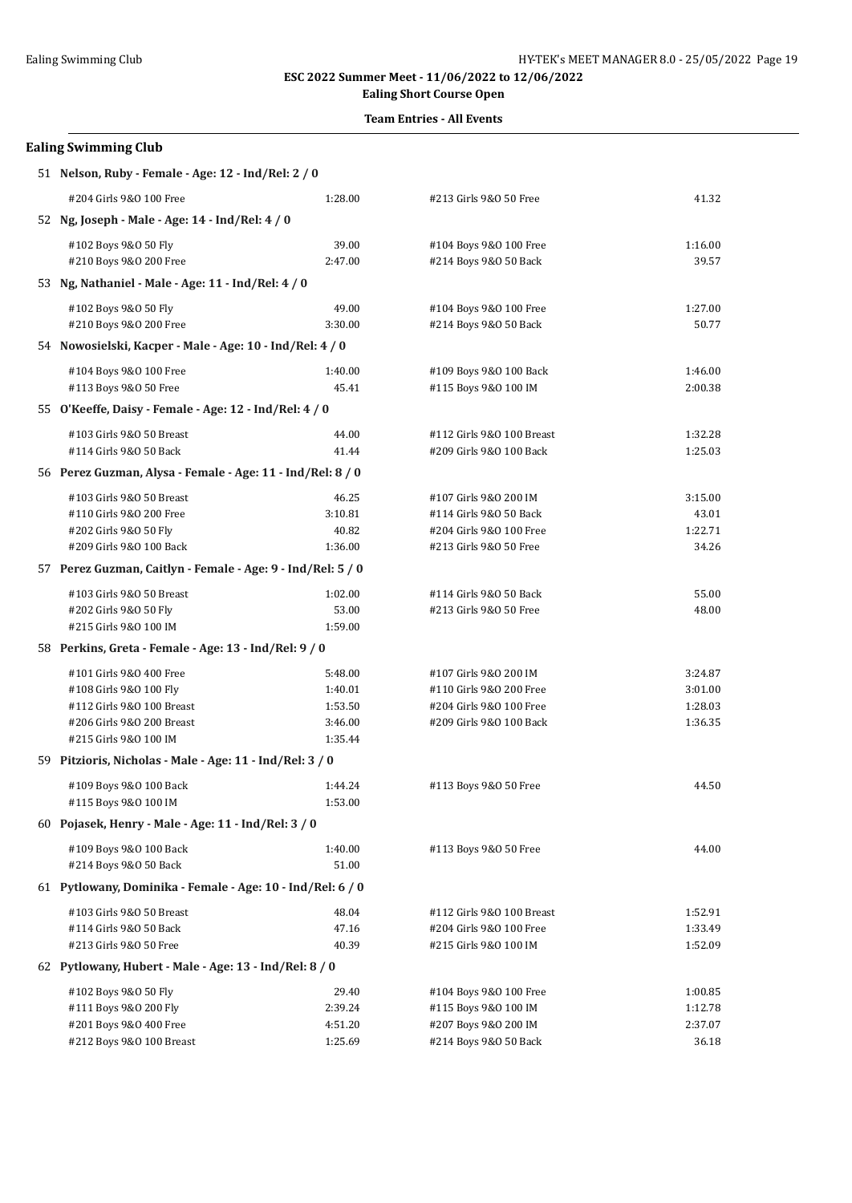ESC 2022 Summer Meet - 11/06/2022 to 12/06/2022

Ealing Short Course Open

Team Entries - All Events

## Ealing Swimming Club

**51 Nelson, Ruby - Female - Age: 12 - Ind/Rel: 2 / 0**

| | | | |
|---|---|---|---|
| #204 Girls 9&O 100 Free | 1:28.00 | #213 Girls 9&O 50 Free | 41.32 |

**52 Ng, Joseph - Male - Age: 14 - Ind/Rel: 4 / 0**

| | | | |
|---|---|---|---|
| #102 Boys 9&O 50 Fly | 39.00 | #104 Boys 9&O 100 Free | 1:16.00 |
| #210 Boys 9&O 200 Free | 2:47.00 | #214 Boys 9&O 50 Back | 39.57 |

**53 Ng, Nathaniel - Male - Age: 11 - Ind/Rel: 4 / 0**

| | | | |
|---|---|---|---|
| #102 Boys 9&O 50 Fly | 49.00 | #104 Boys 9&O 100 Free | 1:27.00 |
| #210 Boys 9&O 200 Free | 3:30.00 | #214 Boys 9&O 50 Back | 50.77 |

**54 Nowosielski, Kacper - Male - Age: 10 - Ind/Rel: 4 / 0**

| | | | |
|---|---|---|---|
| #104 Boys 9&O 100 Free | 1:40.00 | #109 Boys 9&O 100 Back | 1:46.00 |
| #113 Boys 9&O 50 Free | 45.41 | #115 Boys 9&O 100 IM | 2:00.38 |

**55 O'Keeffe, Daisy - Female - Age: 12 - Ind/Rel: 4 / 0**

| | | | |
|---|---|---|---|
| #103 Girls 9&O 50 Breast | 44.00 | #112 Girls 9&O 100 Breast | 1:32.28 |
| #114 Girls 9&O 50 Back | 41.44 | #209 Girls 9&O 100 Back | 1:25.03 |

**56 Perez Guzman, Alysa - Female - Age: 11 - Ind/Rel: 8 / 0**

| | | | |
|---|---|---|---|
| #103 Girls 9&O 50 Breast | 46.25 | #107 Girls 9&O 200 IM | 3:15.00 |
| #110 Girls 9&O 200 Free | 3:10.81 | #114 Girls 9&O 50 Back | 43.01 |
| #202 Girls 9&O 50 Fly | 40.82 | #204 Girls 9&O 100 Free | 1:22.71 |
| #209 Girls 9&O 100 Back | 1:36.00 | #213 Girls 9&O 50 Free | 34.26 |

**57 Perez Guzman, Caitlyn - Female - Age: 9 - Ind/Rel: 5 / 0**

| | | | |
|---|---|---|---|
| #103 Girls 9&O 50 Breast | 1:02.00 | #114 Girls 9&O 50 Back | 55.00 |
| #202 Girls 9&O 50 Fly | 53.00 | #213 Girls 9&O 50 Free | 48.00 |
| #215 Girls 9&O 100 IM | 1:59.00 | | |

**58 Perkins, Greta - Female - Age: 13 - Ind/Rel: 9 / 0**

| | | | |
|---|---|---|---|
| #101 Girls 9&O 400 Free | 5:48.00 | #107 Girls 9&O 200 IM | 3:24.87 |
| #108 Girls 9&O 100 Fly | 1:40.01 | #110 Girls 9&O 200 Free | 3:01.00 |
| #112 Girls 9&O 100 Breast | 1:53.50 | #204 Girls 9&O 100 Free | 1:28.03 |
| #206 Girls 9&O 200 Breast | 3:46.00 | #209 Girls 9&O 100 Back | 1:36.35 |
| #215 Girls 9&O 100 IM | 1:35.44 | | |

**59 Pitzioris, Nicholas - Male - Age: 11 - Ind/Rel: 3 / 0**

| | | | |
|---|---|---|---|
| #109 Boys 9&O 100 Back | 1:44.24 | #113 Boys 9&O 50 Free | 44.50 |
| #115 Boys 9&O 100 IM | 1:53.00 | | |

**60 Pojasek, Henry - Male - Age: 11 - Ind/Rel: 3 / 0**

| | | | |
|---|---|---|---|
| #109 Boys 9&O 100 Back | 1:40.00 | #113 Boys 9&O 50 Free | 44.00 |
| #214 Boys 9&O 50 Back | 51.00 | | |

**61 Pytlowany, Dominika - Female - Age: 10 - Ind/Rel: 6 / 0**

| | | | |
|---|---|---|---|
| #103 Girls 9&O 50 Breast | 48.04 | #112 Girls 9&O 100 Breast | 1:52.91 |
| #114 Girls 9&O 50 Back | 47.16 | #204 Girls 9&O 100 Free | 1:33.49 |
| #213 Girls 9&O 50 Free | 40.39 | #215 Girls 9&O 100 IM | 1:52.09 |

**62 Pytlowany, Hubert - Male - Age: 13 - Ind/Rel: 8 / 0**

| | | | |
|---|---|---|---|
| #102 Boys 9&O 50 Fly | 29.40 | #104 Boys 9&O 100 Free | 1:00.85 |
| #111 Boys 9&O 200 Fly | 2:39.24 | #115 Boys 9&O 100 IM | 1:12.78 |
| #201 Boys 9&O 400 Free | 4:51.20 | #207 Boys 9&O 200 IM | 2:37.07 |
| #212 Boys 9&O 100 Breast | 1:25.69 | #214 Boys 9&O 50 Back | 36.18 |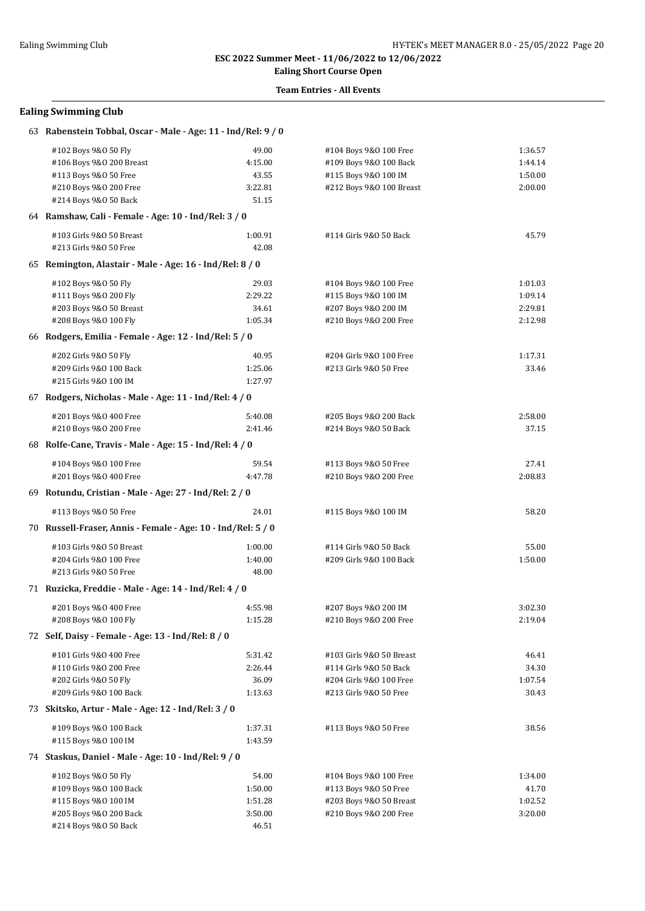**ESC 2022 Summer Meet - 11/06/2022 to 12/06/2022**

**Ealing Short Course Open**

**Team Entries - All Events**

## Ealing Swimming Club

### 63 Rabenstein Tobbal, Oscar - Male - Age: 11 - Ind/Rel: 9 / 0

| Event | Time | Event | Time |
|---|---|---|---|
| #102 Boys 9&O 50 Fly | 49.00 | #104 Boys 9&O 100 Free | 1:36.57 |
| #106 Boys 9&O 200 Breast | 4:15.00 | #109 Boys 9&O 100 Back | 1:44.14 |
| #113 Boys 9&O 50 Free | 43.55 | #115 Boys 9&O 100 IM | 1:50.00 |
| #210 Boys 9&O 200 Free | 3:22.81 | #212 Boys 9&O 100 Breast | 2:00.00 |
| #214 Boys 9&O 50 Back | 51.15 | | |

### 64 Ramshaw, Cali - Female - Age: 10 - Ind/Rel: 3 / 0

| Event | Time | Event | Time |
|---|---|---|---|
| #103 Girls 9&O 50 Breast | 1:00.91 | #114 Girls 9&O 50 Back | 45.79 |
| #213 Girls 9&O 50 Free | 42.08 | | |

### 65 Remington, Alastair - Male - Age: 16 - Ind/Rel: 8 / 0

| Event | Time | Event | Time |
|---|---|---|---|
| #102 Boys 9&O 50 Fly | 29.03 | #104 Boys 9&O 100 Free | 1:01.03 |
| #111 Boys 9&O 200 Fly | 2:29.22 | #115 Boys 9&O 100 IM | 1:09.14 |
| #203 Boys 9&O 50 Breast | 34.61 | #207 Boys 9&O 200 IM | 2:29.81 |
| #208 Boys 9&O 100 Fly | 1:05.34 | #210 Boys 9&O 200 Free | 2:12.98 |

### 66 Rodgers, Emilia - Female - Age: 12 - Ind/Rel: 5 / 0

| Event | Time | Event | Time |
|---|---|---|---|
| #202 Girls 9&O 50 Fly | 40.95 | #204 Girls 9&O 100 Free | 1:17.31 |
| #209 Girls 9&O 100 Back | 1:25.06 | #213 Girls 9&O 50 Free | 33.46 |
| #215 Girls 9&O 100 IM | 1:27.97 | | |

### 67 Rodgers, Nicholas - Male - Age: 11 - Ind/Rel: 4 / 0

| Event | Time | Event | Time |
|---|---|---|---|
| #201 Boys 9&O 400 Free | 5:40.08 | #205 Boys 9&O 200 Back | 2:58.00 |
| #210 Boys 9&O 200 Free | 2:41.46 | #214 Boys 9&O 50 Back | 37.15 |

### 68 Rolfe-Cane, Travis - Male - Age: 15 - Ind/Rel: 4 / 0

| Event | Time | Event | Time |
|---|---|---|---|
| #104 Boys 9&O 100 Free | 59.54 | #113 Boys 9&O 50 Free | 27.41 |
| #201 Boys 9&O 400 Free | 4:47.78 | #210 Boys 9&O 200 Free | 2:08.83 |

### 69 Rotundu, Cristian - Male - Age: 27 - Ind/Rel: 2 / 0

| Event | Time | Event | Time |
|---|---|---|---|
| #113 Boys 9&O 50 Free | 24.01 | #115 Boys 9&O 100 IM | 58.20 |

### 70 Russell-Fraser, Annis - Female - Age: 10 - Ind/Rel: 5 / 0

| Event | Time | Event | Time |
|---|---|---|---|
| #103 Girls 9&O 50 Breast | 1:00.00 | #114 Girls 9&O 50 Back | 55.00 |
| #204 Girls 9&O 100 Free | 1:40.00 | #209 Girls 9&O 100 Back | 1:50.00 |
| #213 Girls 9&O 50 Free | 48.00 | | |

### 71 Ruzicka, Freddie - Male - Age: 14 - Ind/Rel: 4 / 0

| Event | Time | Event | Time |
|---|---|---|---|
| #201 Boys 9&O 400 Free | 4:55.98 | #207 Boys 9&O 200 IM | 3:02.30 |
| #208 Boys 9&O 100 Fly | 1:15.28 | #210 Boys 9&O 200 Free | 2:19.04 |

### 72 Self, Daisy - Female - Age: 13 - Ind/Rel: 8 / 0

| Event | Time | Event | Time |
|---|---|---|---|
| #101 Girls 9&O 400 Free | 5:31.42 | #103 Girls 9&O 50 Breast | 46.41 |
| #110 Girls 9&O 200 Free | 2:26.44 | #114 Girls 9&O 50 Back | 34.30 |
| #202 Girls 9&O 50 Fly | 36.09 | #204 Girls 9&O 100 Free | 1:07.54 |
| #209 Girls 9&O 100 Back | 1:13.63 | #213 Girls 9&O 50 Free | 30.43 |

### 73 Skitsko, Artur - Male - Age: 12 - Ind/Rel: 3 / 0

| Event | Time | Event | Time |
|---|---|---|---|
| #109 Boys 9&O 100 Back | 1:37.31 | #113 Boys 9&O 50 Free | 38.56 |
| #115 Boys 9&O 100 IM | 1:43.59 | | |

### 74 Staskus, Daniel - Male - Age: 10 - Ind/Rel: 9 / 0

| Event | Time | Event | Time |
|---|---|---|---|
| #102 Boys 9&O 50 Fly | 54.00 | #104 Boys 9&O 100 Free | 1:34.00 |
| #109 Boys 9&O 100 Back | 1:50.00 | #113 Boys 9&O 50 Free | 41.70 |
| #115 Boys 9&O 100 IM | 1:51.28 | #203 Boys 9&O 50 Breast | 1:02.52 |
| #205 Boys 9&O 200 Back | 3:50.00 | #210 Boys 9&O 200 Free | 3:20.00 |
| #214 Boys 9&O 50 Back | 46.51 | | |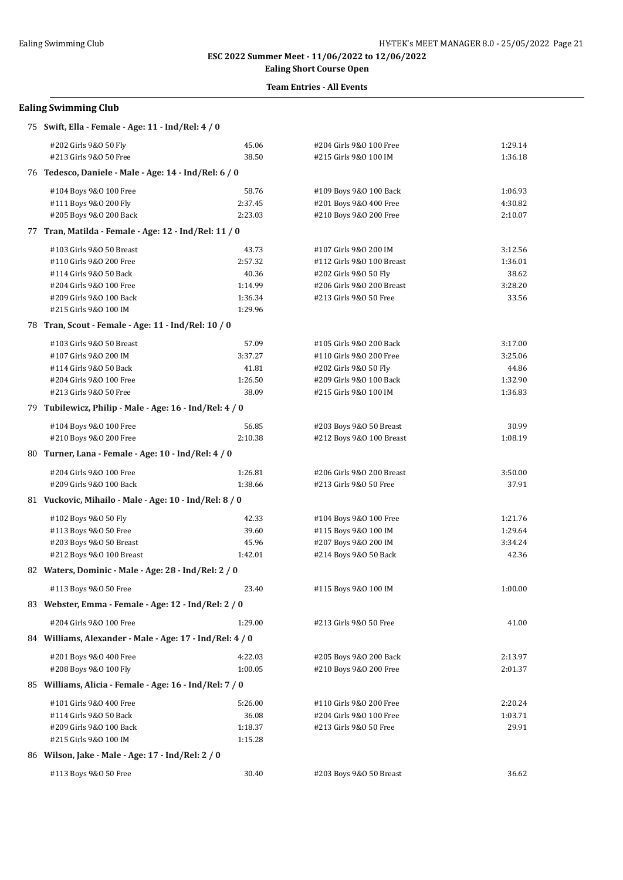**ESC 2022 Summer Meet - 11/06/2022 to 12/06/2022**

**Ealing Short Course Open**

**Team Entries - All Events**

## Ealing Swimming Club

**75 Swift, Ella - Female - Age: 11 - Ind/Rel: 4 / 0**

| Event | Time | Event | Time |
|---|---|---|---|
| #202 Girls 9&O 50 Fly | 45.06 | #204 Girls 9&O 100 Free | 1:29.14 |
| #213 Girls 9&O 50 Free | 38.50 | #215 Girls 9&O 100 IM | 1:36.18 |

**76 Tedesco, Daniele - Male - Age: 14 - Ind/Rel: 6 / 0**

| Event | Time | Event | Time |
|---|---|---|---|
| #104 Boys 9&O 100 Free | 58.76 | #109 Boys 9&O 100 Back | 1:06.93 |
| #111 Boys 9&O 200 Fly | 2:37.45 | #201 Boys 9&O 400 Free | 4:30.82 |
| #205 Boys 9&O 200 Back | 2:23.03 | #210 Boys 9&O 200 Free | 2:10.07 |

**77 Tran, Matilda - Female - Age: 12 - Ind/Rel: 11 / 0**

| Event | Time | Event | Time |
|---|---|---|---|
| #103 Girls 9&O 50 Breast | 43.73 | #107 Girls 9&O 200 IM | 3:12.56 |
| #110 Girls 9&O 200 Free | 2:57.32 | #112 Girls 9&O 100 Breast | 1:36.01 |
| #114 Girls 9&O 50 Back | 40.36 | #202 Girls 9&O 50 Fly | 38.62 |
| #204 Girls 9&O 100 Free | 1:14.99 | #206 Girls 9&O 200 Breast | 3:28.20 |
| #209 Girls 9&O 100 Back | 1:36.34 | #213 Girls 9&O 50 Free | 33.56 |
| #215 Girls 9&O 100 IM | 1:29.96 | | |

**78 Tran, Scout - Female - Age: 11 - Ind/Rel: 10 / 0**

| Event | Time | Event | Time |
|---|---|---|---|
| #103 Girls 9&O 50 Breast | 57.09 | #105 Girls 9&O 200 Back | 3:17.00 |
| #107 Girls 9&O 200 IM | 3:37.27 | #110 Girls 9&O 200 Free | 3:25.06 |
| #114 Girls 9&O 50 Back | 41.81 | #202 Girls 9&O 50 Fly | 44.86 |
| #204 Girls 9&O 100 Free | 1:26.50 | #209 Girls 9&O 100 Back | 1:32.90 |
| #213 Girls 9&O 50 Free | 38.09 | #215 Girls 9&O 100 IM | 1:36.83 |

**79 Tubilewicz, Philip - Male - Age: 16 - Ind/Rel: 4 / 0**

| Event | Time | Event | Time |
|---|---|---|---|
| #104 Boys 9&O 100 Free | 56.85 | #203 Boys 9&O 50 Breast | 30.99 |
| #210 Boys 9&O 200 Free | 2:10.38 | #212 Boys 9&O 100 Breast | 1:08.19 |

**80 Turner, Lana - Female - Age: 10 - Ind/Rel: 4 / 0**

| Event | Time | Event | Time |
|---|---|---|---|
| #204 Girls 9&O 100 Free | 1:26.81 | #206 Girls 9&O 200 Breast | 3:50.00 |
| #209 Girls 9&O 100 Back | 1:38.66 | #213 Girls 9&O 50 Free | 37.91 |

**81 Vuckovic, Mihailo - Male - Age: 10 - Ind/Rel: 8 / 0**

| Event | Time | Event | Time |
|---|---|---|---|
| #102 Boys 9&O 50 Fly | 42.33 | #104 Boys 9&O 100 Free | 1:21.76 |
| #113 Boys 9&O 50 Free | 39.60 | #115 Boys 9&O 100 IM | 1:29.64 |
| #203 Boys 9&O 50 Breast | 45.96 | #207 Boys 9&O 200 IM | 3:34.24 |
| #212 Boys 9&O 100 Breast | 1:42.01 | #214 Boys 9&O 50 Back | 42.36 |

**82 Waters, Dominic - Male - Age: 28 - Ind/Rel: 2 / 0**

| Event | Time | Event | Time |
|---|---|---|---|
| #113 Boys 9&O 50 Free | 23.40 | #115 Boys 9&O 100 IM | 1:00.00 |

**83 Webster, Emma - Female - Age: 12 - Ind/Rel: 2 / 0**

| Event | Time | Event | Time |
|---|---|---|---|
| #204 Girls 9&O 100 Free | 1:29.00 | #213 Girls 9&O 50 Free | 41.00 |

**84 Williams, Alexander - Male - Age: 17 - Ind/Rel: 4 / 0**

| Event | Time | Event | Time |
|---|---|---|---|
| #201 Boys 9&O 400 Free | 4:22.03 | #205 Boys 9&O 200 Back | 2:13.97 |
| #208 Boys 9&O 100 Fly | 1:00.05 | #210 Boys 9&O 200 Free | 2:01.37 |

**85 Williams, Alicia - Female - Age: 16 - Ind/Rel: 7 / 0**

| Event | Time | Event | Time |
|---|---|---|---|
| #101 Girls 9&O 400 Free | 5:26.00 | #110 Girls 9&O 200 Free | 2:20.24 |
| #114 Girls 9&O 50 Back | 36.08 | #204 Girls 9&O 100 Free | 1:03.71 |
| #209 Girls 9&O 100 Back | 1:18.37 | #213 Girls 9&O 50 Free | 29.91 |
| #215 Girls 9&O 100 IM | 1:15.28 | | |

**86 Wilson, Jake - Male - Age: 17 - Ind/Rel: 2 / 0**

| Event | Time | Event | Time |
|---|---|---|---|
| #113 Boys 9&O 50 Free | 30.40 | #203 Boys 9&O 50 Breast | 36.62 |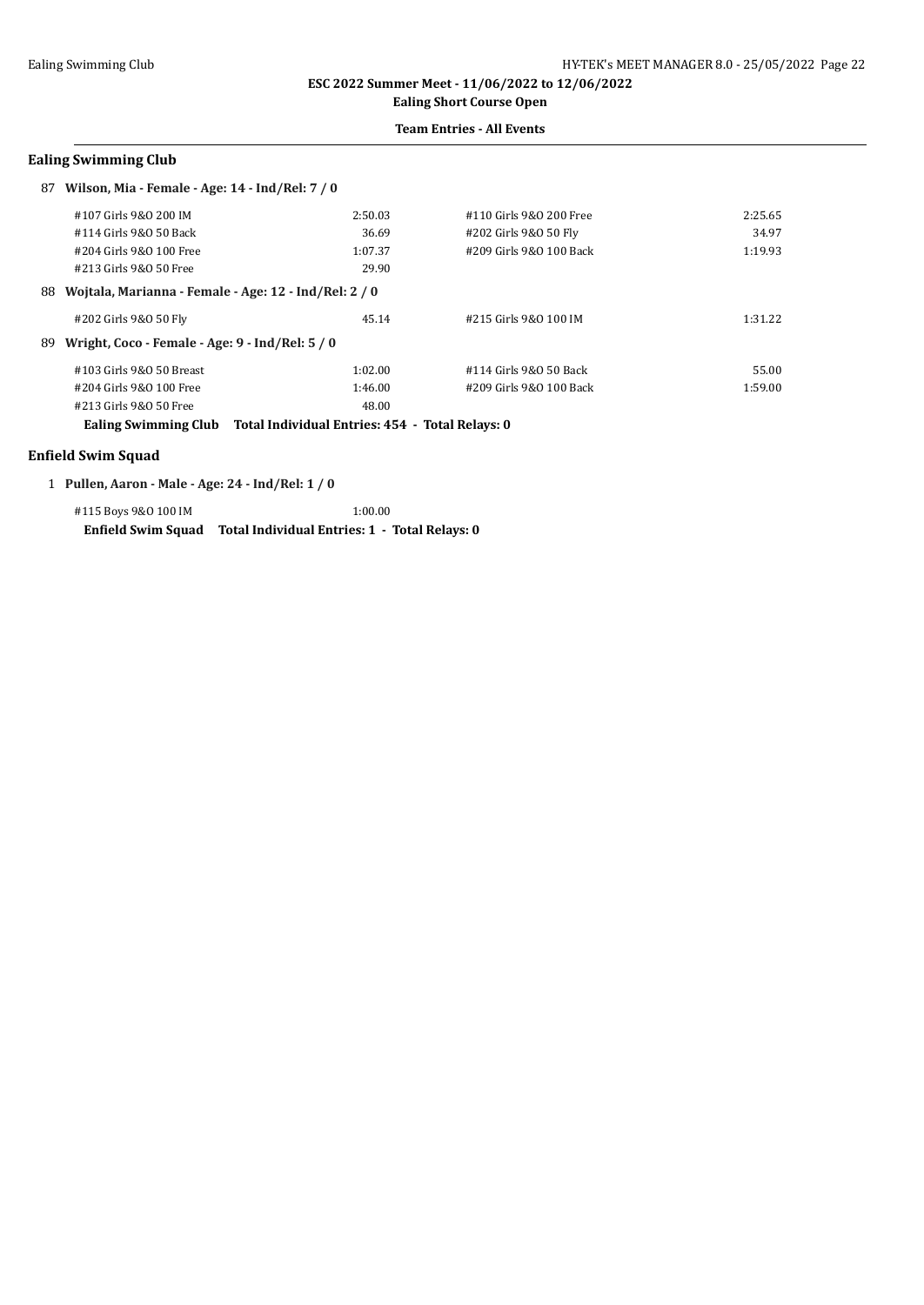## Ealing Swimming Club

**87 Wilson, Mia - Female - Age: 14 - Ind/Rel: 7 / 0**

| | | | |
|---|---|---|---|
| #107 Girls 9&O 200 IM | 2:50.03 | #110 Girls 9&O 200 Free | 2:25.65 |
| #114 Girls 9&O 50 Back | 36.69 | #202 Girls 9&O 50 Fly | 34.97 |
| #204 Girls 9&O 100 Free | 1:07.37 | #209 Girls 9&O 100 Back | 1:19.93 |
| #213 Girls 9&O 50 Free | 29.90 | | |

**88 Wojtala, Marianna - Female - Age: 12 - Ind/Rel: 2 / 0**

| | | | |
|---|---|---|---|
| #202 Girls 9&O 50 Fly | 45.14 | #215 Girls 9&O 100 IM | 1:31.22 |

**89 Wright, Coco - Female - Age: 9 - Ind/Rel: 5 / 0**

| | | | |
|---|---|---|---|
| #103 Girls 9&O 50 Breast | 1:02.00 | #114 Girls 9&O 50 Back | 55.00 |
| #204 Girls 9&O 100 Free | 1:46.00 | #209 Girls 9&O 100 Back | 1:59.00 |
| #213 Girls 9&O 50 Free | 48.00 | | |

**Ealing Swimming Club Total Individual Entries: 454 - Total Relays: 0**

## Enfield Swim Squad

**1 Pullen, Aaron - Male - Age: 24 - Ind/Rel: 1 / 0**

| | |
|---|---|
| #115 Boys 9&O 100 IM | 1:00.00 |

**Enfield Swim Squad Total Individual Entries: 1 - Total Relays: 0**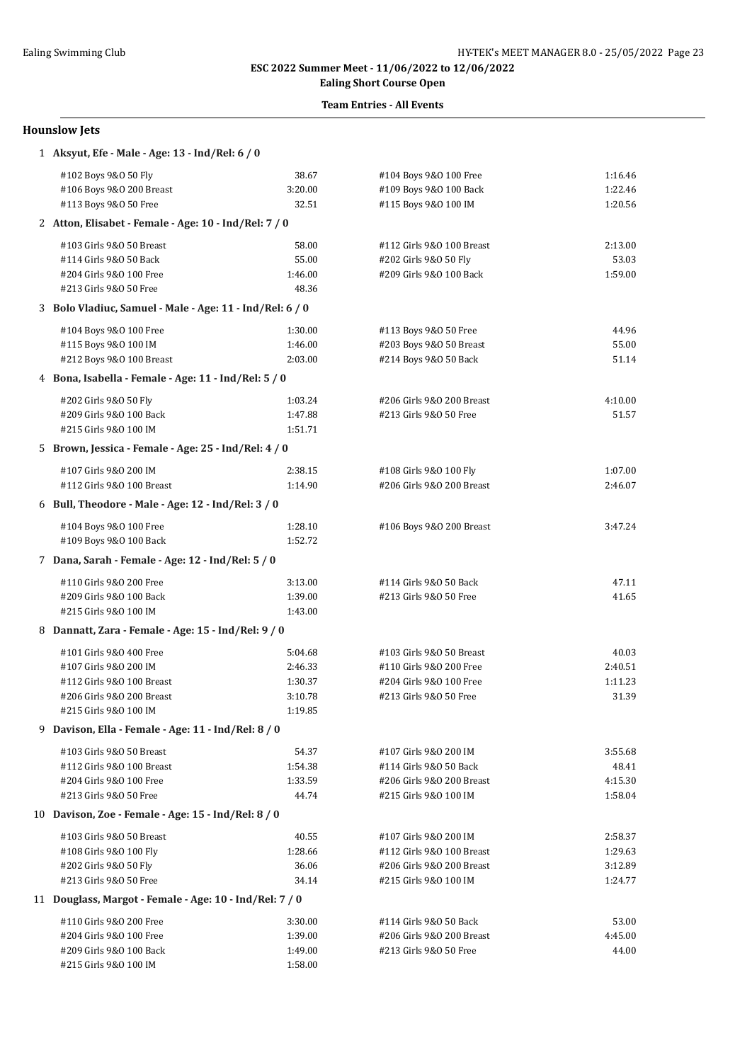ESC 2022 Summer Meet - 11/06/2022 to 12/06/2022

**Ealing Short Course Open**

**Team Entries - All Events**

### Hounslow Jets

**1 Aksyut, Efe - Male - Age: 13 - Ind/Rel: 6 / 0**

| Event | Time | Event | Time |
|---|---|---|---|
| #102 Boys 9&O 50 Fly | 38.67 | #104 Boys 9&O 100 Free | 1:16.46 |
| #106 Boys 9&O 200 Breast | 3:20.00 | #109 Boys 9&O 100 Back | 1:22.46 |
| #113 Boys 9&O 50 Free | 32.51 | #115 Boys 9&O 100 IM | 1:20.56 |

**2 Atton, Elisabet - Female - Age: 10 - Ind/Rel: 7 / 0**

| Event | Time | Event | Time |
|---|---|---|---|
| #103 Girls 9&O 50 Breast | 58.00 | #112 Girls 9&O 100 Breast | 2:13.00 |
| #114 Girls 9&O 50 Back | 55.00 | #202 Girls 9&O 50 Fly | 53.03 |
| #204 Girls 9&O 100 Free | 1:46.00 | #209 Girls 9&O 100 Back | 1:59.00 |
| #213 Girls 9&O 50 Free | 48.36 | | |

**3 Bolo Vladiuc, Samuel - Male - Age: 11 - Ind/Rel: 6 / 0**

| Event | Time | Event | Time |
|---|---|---|---|
| #104 Boys 9&O 100 Free | 1:30.00 | #113 Boys 9&O 50 Free | 44.96 |
| #115 Boys 9&O 100 IM | 1:46.00 | #203 Boys 9&O 50 Breast | 55.00 |
| #212 Boys 9&O 100 Breast | 2:03.00 | #214 Boys 9&O 50 Back | 51.14 |

**4 Bona, Isabella - Female - Age: 11 - Ind/Rel: 5 / 0**

| Event | Time | Event | Time |
|---|---|---|---|
| #202 Girls 9&O 50 Fly | 1:03.24 | #206 Girls 9&O 200 Breast | 4:10.00 |
| #209 Girls 9&O 100 Back | 1:47.88 | #213 Girls 9&O 50 Free | 51.57 |
| #215 Girls 9&O 100 IM | 1:51.71 | | |

**5 Brown, Jessica - Female - Age: 25 - Ind/Rel: 4 / 0**

| Event | Time | Event | Time |
|---|---|---|---|
| #107 Girls 9&O 200 IM | 2:38.15 | #108 Girls 9&O 100 Fly | 1:07.00 |
| #112 Girls 9&O 100 Breast | 1:14.90 | #206 Girls 9&O 200 Breast | 2:46.07 |

**6 Bull, Theodore - Male - Age: 12 - Ind/Rel: 3 / 0**

| Event | Time | Event | Time |
|---|---|---|---|
| #104 Boys 9&O 100 Free | 1:28.10 | #106 Boys 9&O 200 Breast | 3:47.24 |
| #109 Boys 9&O 100 Back | 1:52.72 | | |

**7 Dana, Sarah - Female - Age: 12 - Ind/Rel: 5 / 0**

| Event | Time | Event | Time |
|---|---|---|---|
| #110 Girls 9&O 200 Free | 3:13.00 | #114 Girls 9&O 50 Back | 47.11 |
| #209 Girls 9&O 100 Back | 1:39.00 | #213 Girls 9&O 50 Free | 41.65 |
| #215 Girls 9&O 100 IM | 1:43.00 | | |

**8 Dannatt, Zara - Female - Age: 15 - Ind/Rel: 9 / 0**

| Event | Time | Event | Time |
|---|---|---|---|
| #101 Girls 9&O 400 Free | 5:04.68 | #103 Girls 9&O 50 Breast | 40.03 |
| #107 Girls 9&O 200 IM | 2:46.33 | #110 Girls 9&O 200 Free | 2:40.51 |
| #112 Girls 9&O 100 Breast | 1:30.37 | #204 Girls 9&O 100 Free | 1:11.23 |
| #206 Girls 9&O 200 Breast | 3:10.78 | #213 Girls 9&O 50 Free | 31.39 |
| #215 Girls 9&O 100 IM | 1:19.85 | | |

**9 Davison, Ella - Female - Age: 11 - Ind/Rel: 8 / 0**

| Event | Time | Event | Time |
|---|---|---|---|
| #103 Girls 9&O 50 Breast | 54.37 | #107 Girls 9&O 200 IM | 3:55.68 |
| #112 Girls 9&O 100 Breast | 1:54.38 | #114 Girls 9&O 50 Back | 48.41 |
| #204 Girls 9&O 100 Free | 1:33.59 | #206 Girls 9&O 200 Breast | 4:15.30 |
| #213 Girls 9&O 50 Free | 44.74 | #215 Girls 9&O 100 IM | 1:58.04 |

**10 Davison, Zoe - Female - Age: 15 - Ind/Rel: 8 / 0**

| Event | Time | Event | Time |
|---|---|---|---|
| #103 Girls 9&O 50 Breast | 40.55 | #107 Girls 9&O 200 IM | 2:58.37 |
| #108 Girls 9&O 100 Fly | 1:28.66 | #112 Girls 9&O 100 Breast | 1:29.63 |
| #202 Girls 9&O 50 Fly | 36.06 | #206 Girls 9&O 200 Breast | 3:12.89 |
| #213 Girls 9&O 50 Free | 34.14 | #215 Girls 9&O 100 IM | 1:24.77 |

**11 Douglass, Margot - Female - Age: 10 - Ind/Rel: 7 / 0**

| Event | Time | Event | Time |
|---|---|---|---|
| #110 Girls 9&O 200 Free | 3:30.00 | #114 Girls 9&O 50 Back | 53.00 |
| #204 Girls 9&O 100 Free | 1:39.00 | #206 Girls 9&O 200 Breast | 4:45.00 |
| #209 Girls 9&O 100 Back | 1:49.00 | #213 Girls 9&O 50 Free | 44.00 |
| #215 Girls 9&O 100 IM | 1:58.00 | | |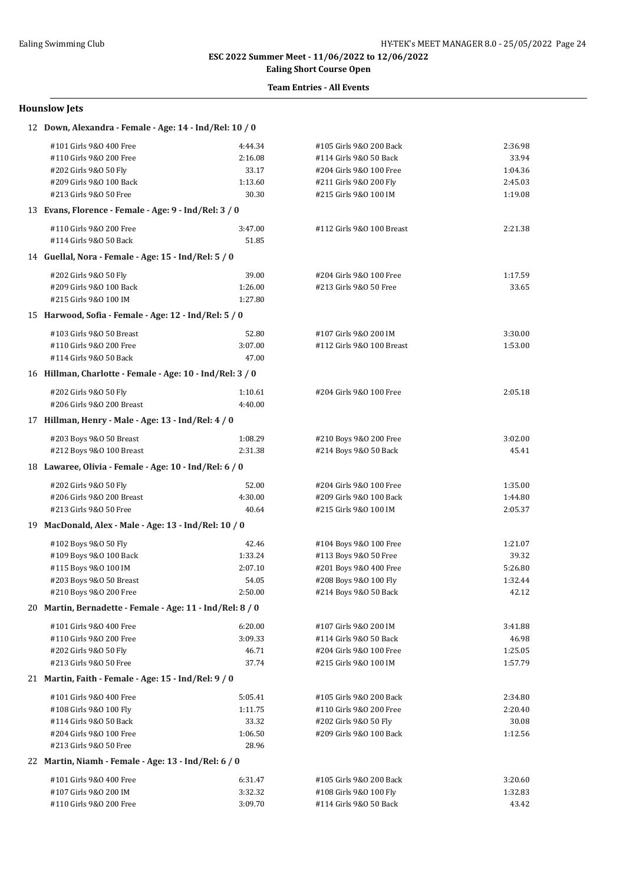## Hounslow Jets

### 12 Down, Alexandra - Female - Age: 14 - Ind/Rel: 10 / 0

| Event | Time | Event | Time |
|---|---|---|---|
| #101 Girls 9&O 400 Free | 4:44.34 | #105 Girls 9&O 200 Back | 2:36.98 |
| #110 Girls 9&O 200 Free | 2:16.08 | #114 Girls 9&O 50 Back | 33.94 |
| #202 Girls 9&O 50 Fly | 33.17 | #204 Girls 9&O 100 Free | 1:04.36 |
| #209 Girls 9&O 100 Back | 1:13.60 | #211 Girls 9&O 200 Fly | 2:45.03 |
| #213 Girls 9&O 50 Free | 30.30 | #215 Girls 9&O 100 IM | 1:19.08 |

### 13 Evans, Florence - Female - Age: 9 - Ind/Rel: 3 / 0

| Event | Time | Event | Time |
|---|---|---|---|
| #110 Girls 9&O 200 Free | 3:47.00 | #112 Girls 9&O 100 Breast | 2:21.38 |
| #114 Girls 9&O 50 Back | 51.85 | | |

### 14 Guellal, Nora - Female - Age: 15 - Ind/Rel: 5 / 0

| Event | Time | Event | Time |
|---|---|---|---|
| #202 Girls 9&O 50 Fly | 39.00 | #204 Girls 9&O 100 Free | 1:17.59 |
| #209 Girls 9&O 100 Back | 1:26.00 | #213 Girls 9&O 50 Free | 33.65 |
| #215 Girls 9&O 100 IM | 1:27.80 | | |

### 15 Harwood, Sofia - Female - Age: 12 - Ind/Rel: 5 / 0

| Event | Time | Event | Time |
|---|---|---|---|
| #103 Girls 9&O 50 Breast | 52.80 | #107 Girls 9&O 200 IM | 3:30.00 |
| #110 Girls 9&O 200 Free | 3:07.00 | #112 Girls 9&O 100 Breast | 1:53.00 |
| #114 Girls 9&O 50 Back | 47.00 | | |

### 16 Hillman, Charlotte - Female - Age: 10 - Ind/Rel: 3 / 0

| Event | Time | Event | Time |
|---|---|---|---|
| #202 Girls 9&O 50 Fly | 1:10.61 | #204 Girls 9&O 100 Free | 2:05.18 |
| #206 Girls 9&O 200 Breast | 4:40.00 | | |

### 17 Hillman, Henry - Male - Age: 13 - Ind/Rel: 4 / 0

| Event | Time | Event | Time |
|---|---|---|---|
| #203 Boys 9&O 50 Breast | 1:08.29 | #210 Boys 9&O 200 Free | 3:02.00 |
| #212 Boys 9&O 100 Breast | 2:31.38 | #214 Boys 9&O 50 Back | 45.41 |

### 18 Lawaree, Olivia - Female - Age: 10 - Ind/Rel: 6 / 0

| Event | Time | Event | Time |
|---|---|---|---|
| #202 Girls 9&O 50 Fly | 52.00 | #204 Girls 9&O 100 Free | 1:35.00 |
| #206 Girls 9&O 200 Breast | 4:30.00 | #209 Girls 9&O 100 Back | 1:44.80 |
| #213 Girls 9&O 50 Free | 40.64 | #215 Girls 9&O 100 IM | 2:05.37 |

### 19 MacDonald, Alex - Male - Age: 13 - Ind/Rel: 10 / 0

| Event | Time | Event | Time |
|---|---|---|---|
| #102 Boys 9&O 50 Fly | 42.46 | #104 Boys 9&O 100 Free | 1:21.07 |
| #109 Boys 9&O 100 Back | 1:33.24 | #113 Boys 9&O 50 Free | 39.32 |
| #115 Boys 9&O 100 IM | 2:07.10 | #201 Boys 9&O 400 Free | 5:26.80 |
| #203 Boys 9&O 50 Breast | 54.05 | #208 Boys 9&O 100 Fly | 1:32.44 |
| #210 Boys 9&O 200 Free | 2:50.00 | #214 Boys 9&O 50 Back | 42.12 |

### 20 Martin, Bernadette - Female - Age: 11 - Ind/Rel: 8 / 0

| Event | Time | Event | Time |
|---|---|---|---|
| #101 Girls 9&O 400 Free | 6:20.00 | #107 Girls 9&O 200 IM | 3:41.88 |
| #110 Girls 9&O 200 Free | 3:09.33 | #114 Girls 9&O 50 Back | 46.98 |
| #202 Girls 9&O 50 Fly | 46.71 | #204 Girls 9&O 100 Free | 1:25.05 |
| #213 Girls 9&O 50 Free | 37.74 | #215 Girls 9&O 100 IM | 1:57.79 |

### 21 Martin, Faith - Female - Age: 15 - Ind/Rel: 9 / 0

| Event | Time | Event | Time |
|---|---|---|---|
| #101 Girls 9&O 400 Free | 5:05.41 | #105 Girls 9&O 200 Back | 2:34.80 |
| #108 Girls 9&O 100 Fly | 1:11.75 | #110 Girls 9&O 200 Free | 2:20.40 |
| #114 Girls 9&O 50 Back | 33.32 | #202 Girls 9&O 50 Fly | 30.08 |
| #204 Girls 9&O 100 Free | 1:06.50 | #209 Girls 9&O 100 Back | 1:12.56 |
| #213 Girls 9&O 50 Free | 28.96 | | |

### 22 Martin, Niamh - Female - Age: 13 - Ind/Rel: 6 / 0

| Event | Time | Event | Time |
|---|---|---|---|
| #101 Girls 9&O 400 Free | 6:31.47 | #105 Girls 9&O 200 Back | 3:20.60 |
| #107 Girls 9&O 200 IM | 3:32.32 | #108 Girls 9&O 100 Fly | 1:32.83 |
| #110 Girls 9&O 200 Free | 3:09.70 | #114 Girls 9&O 50 Back | 43.42 |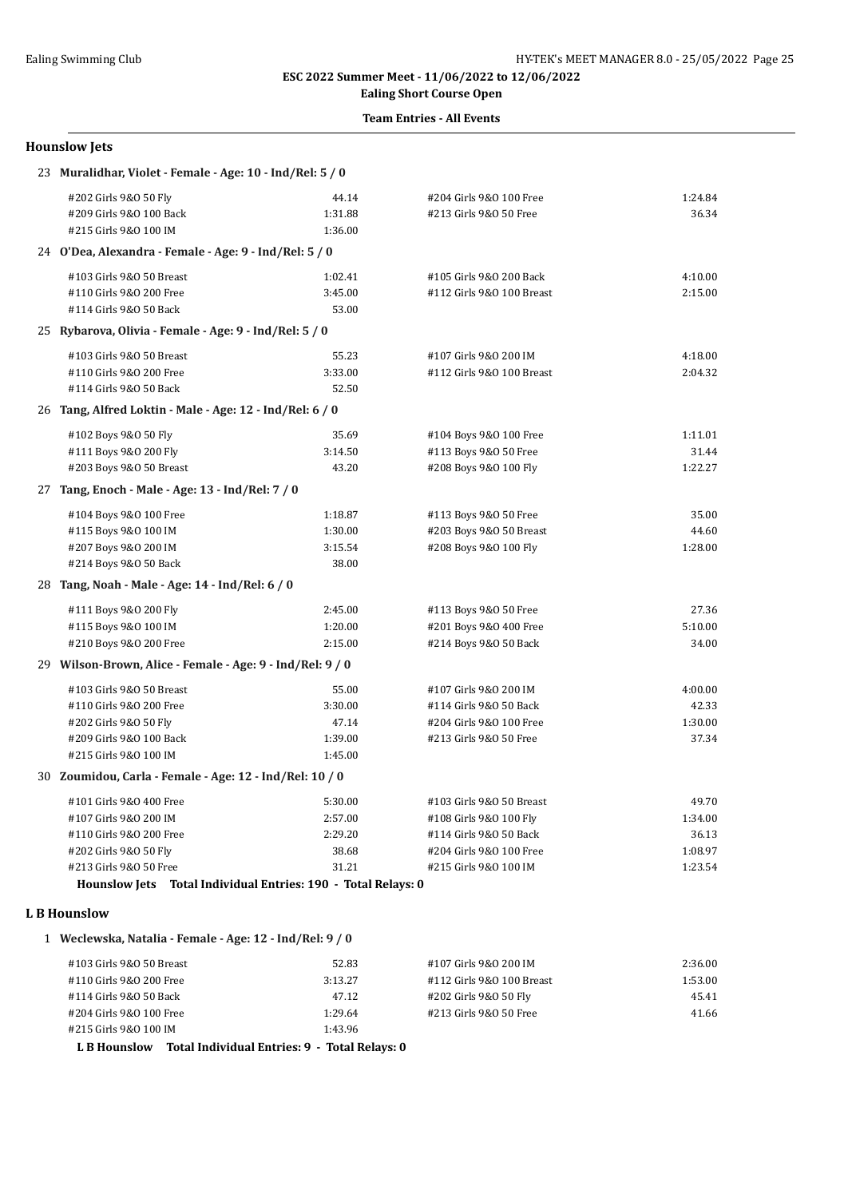**ESC 2022 Summer Meet - 11/06/2022 to 12/06/2022**

**Ealing Short Course Open**

**Team Entries - All Events**

### Hounslow Jets

**23 Muralidhar, Violet - Female - Age: 10 - Ind/Rel: 5 / 0**

| | | | |
|---|---|---|---|
| #202 Girls 9&O 50 Fly | 44.14 | #204 Girls 9&O 100 Free | 1:24.84 |
| #209 Girls 9&O 100 Back | 1:31.88 | #213 Girls 9&O 50 Free | 36.34 |
| #215 Girls 9&O 100 IM | 1:36.00 | | |

**24 O'Dea, Alexandra - Female - Age: 9 - Ind/Rel: 5 / 0**

| | | | |
|---|---|---|---|
| #103 Girls 9&O 50 Breast | 1:02.41 | #105 Girls 9&O 200 Back | 4:10.00 |
| #110 Girls 9&O 200 Free | 3:45.00 | #112 Girls 9&O 100 Breast | 2:15.00 |
| #114 Girls 9&O 50 Back | 53.00 | | |

**25 Rybarova, Olivia - Female - Age: 9 - Ind/Rel: 5 / 0**

| | | | |
|---|---|---|---|
| #103 Girls 9&O 50 Breast | 55.23 | #107 Girls 9&O 200 IM | 4:18.00 |
| #110 Girls 9&O 200 Free | 3:33.00 | #112 Girls 9&O 100 Breast | 2:04.32 |
| #114 Girls 9&O 50 Back | 52.50 | | |

**26 Tang, Alfred Loktin - Male - Age: 12 - Ind/Rel: 6 / 0**

| | | | |
|---|---|---|---|
| #102 Boys 9&O 50 Fly | 35.69 | #104 Boys 9&O 100 Free | 1:11.01 |
| #111 Boys 9&O 200 Fly | 3:14.50 | #113 Boys 9&O 50 Free | 31.44 |
| #203 Boys 9&O 50 Breast | 43.20 | #208 Boys 9&O 100 Fly | 1:22.27 |

**27 Tang, Enoch - Male - Age: 13 - Ind/Rel: 7 / 0**

| | | | |
|---|---|---|---|
| #104 Boys 9&O 100 Free | 1:18.87 | #113 Boys 9&O 50 Free | 35.00 |
| #115 Boys 9&O 100 IM | 1:30.00 | #203 Boys 9&O 50 Breast | 44.60 |
| #207 Boys 9&O 200 IM | 3:15.54 | #208 Boys 9&O 100 Fly | 1:28.00 |
| #214 Boys 9&O 50 Back | 38.00 | | |

**28 Tang, Noah - Male - Age: 14 - Ind/Rel: 6 / 0**

| | | | |
|---|---|---|---|
| #111 Boys 9&O 200 Fly | 2:45.00 | #113 Boys 9&O 50 Free | 27.36 |
| #115 Boys 9&O 100 IM | 1:20.00 | #201 Boys 9&O 400 Free | 5:10.00 |
| #210 Boys 9&O 200 Free | 2:15.00 | #214 Boys 9&O 50 Back | 34.00 |

**29 Wilson-Brown, Alice - Female - Age: 9 - Ind/Rel: 9 / 0**

| | | | |
|---|---|---|---|
| #103 Girls 9&O 50 Breast | 55.00 | #107 Girls 9&O 200 IM | 4:00.00 |
| #110 Girls 9&O 200 Free | 3:30.00 | #114 Girls 9&O 50 Back | 42.33 |
| #202 Girls 9&O 50 Fly | 47.14 | #204 Girls 9&O 100 Free | 1:30.00 |
| #209 Girls 9&O 100 Back | 1:39.00 | #213 Girls 9&O 50 Free | 37.34 |
| #215 Girls 9&O 100 IM | 1:45.00 | | |

**30 Zoumidou, Carla - Female - Age: 12 - Ind/Rel: 10 / 0**

| | | | |
|---|---|---|---|
| #101 Girls 9&O 400 Free | 5:30.00 | #103 Girls 9&O 50 Breast | 49.70 |
| #107 Girls 9&O 200 IM | 2:57.00 | #108 Girls 9&O 100 Fly | 1:34.00 |
| #110 Girls 9&O 200 Free | 2:29.20 | #114 Girls 9&O 50 Back | 36.13 |
| #202 Girls 9&O 50 Fly | 38.68 | #204 Girls 9&O 100 Free | 1:08.97 |
| #213 Girls 9&O 50 Free | 31.21 | #215 Girls 9&O 100 IM | 1:23.54 |

**Hounslow Jets Total Individual Entries: 190 - Total Relays: 0**

### L B Hounslow

**1 Weclewska, Natalia - Female - Age: 12 - Ind/Rel: 9 / 0**

| | | | |
|---|---|---|---|
| #103 Girls 9&O 50 Breast | 52.83 | #107 Girls 9&O 200 IM | 2:36.00 |
| #110 Girls 9&O 200 Free | 3:13.27 | #112 Girls 9&O 100 Breast | 1:53.00 |
| #114 Girls 9&O 50 Back | 47.12 | #202 Girls 9&O 50 Fly | 45.41 |
| #204 Girls 9&O 100 Free | 1:29.64 | #213 Girls 9&O 50 Free | 41.66 |
| #215 Girls 9&O 100 IM | 1:43.96 | | |

**L B Hounslow Total Individual Entries: 9 - Total Relays: 0**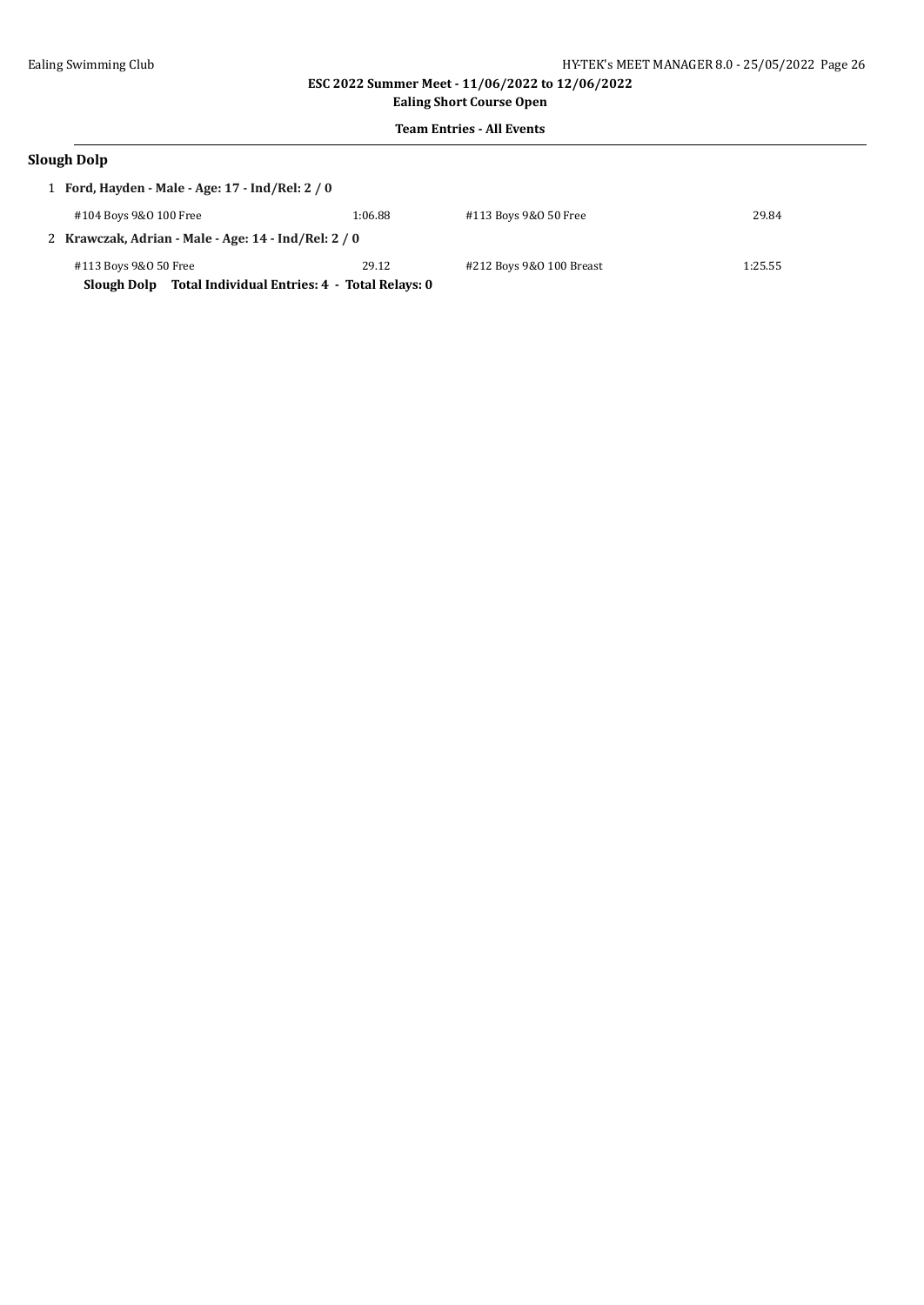## Slough Dolp

1 **Ford, Hayden - Male - Age: 17 - Ind/Rel: 2 / 0**

| | | | |
|---|---|---|---|
| #104 Boys 9&O 100 Free | 1:06.88 | #113 Boys 9&O 50 Free | 29.84 |

2 **Krawczak, Adrian - Male - Age: 14 - Ind/Rel: 2 / 0**

| | | | |
|---|---|---|---|
| #113 Boys 9&O 50 Free | 29.12 | #212 Boys 9&O 100 Breast | 1:25.55 |

**Slough Dolp Total Individual Entries: 4 - Total Relays: 0**